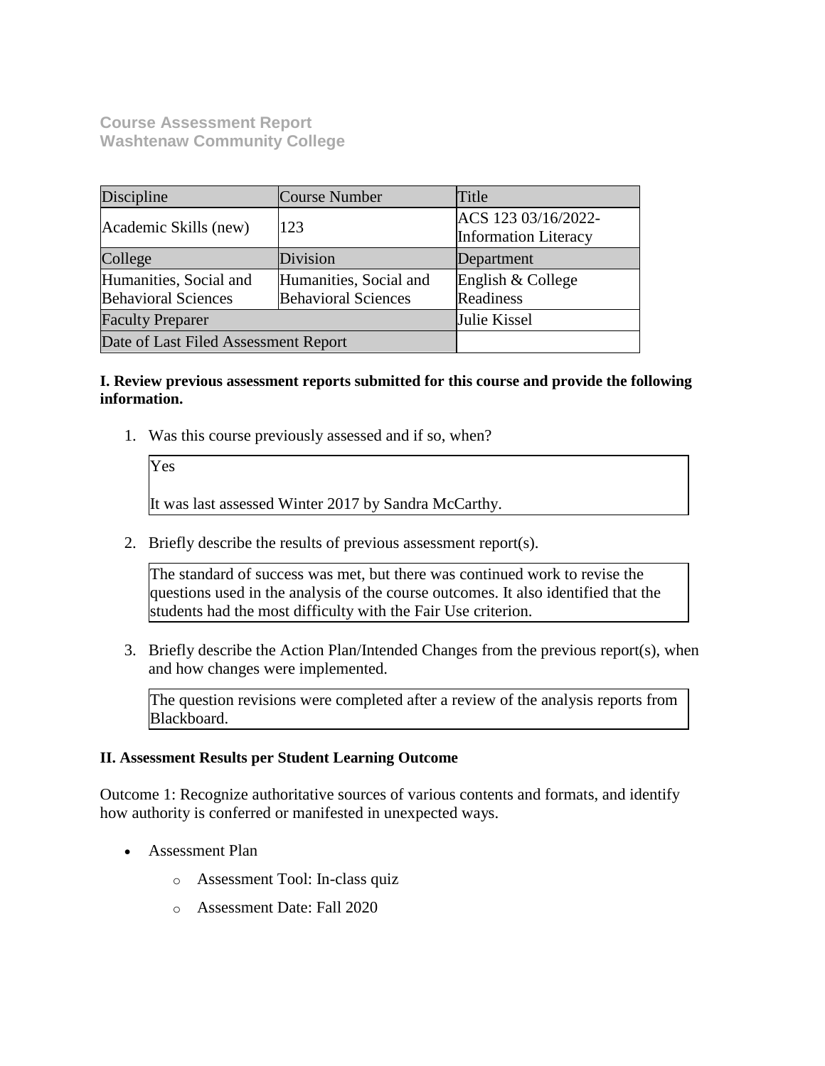**Course Assessment Report**
**Washtenaw Community College**

| Discipline | Course Number | Title |
|---|---|---|
| Academic Skills (new) | 123 | ACS 123 03/16/2022-Information Literacy |
| College | Division | Department |
| Humanities, Social and Behavioral Sciences | Humanities, Social and Behavioral Sciences | English & College Readiness |
| Faculty Preparer | | Julie Kissel |
| Date of Last Filed Assessment Report | | |

**I. Review previous assessment reports submitted for this course and provide the following information.**

1. Was this course previously assessed and if so, when?

   Yes

   It was last assessed Winter 2017 by Sandra McCarthy.

2. Briefly describe the results of previous assessment report(s).

   The standard of success was met, but there was continued work to revise the questions used in the analysis of the course outcomes. It also identified that the students had the most difficulty with the Fair Use criterion.

3. Briefly describe the Action Plan/Intended Changes from the previous report(s), when and how changes were implemented.

   The question revisions were completed after a review of the analysis reports from Blackboard.

**II. Assessment Results per Student Learning Outcome**

Outcome 1: Recognize authoritative sources of various contents and formats, and identify how authority is conferred or manifested in unexpected ways.

- Assessment Plan
  - Assessment Tool: In-class quiz
  - Assessment Date: Fall 2020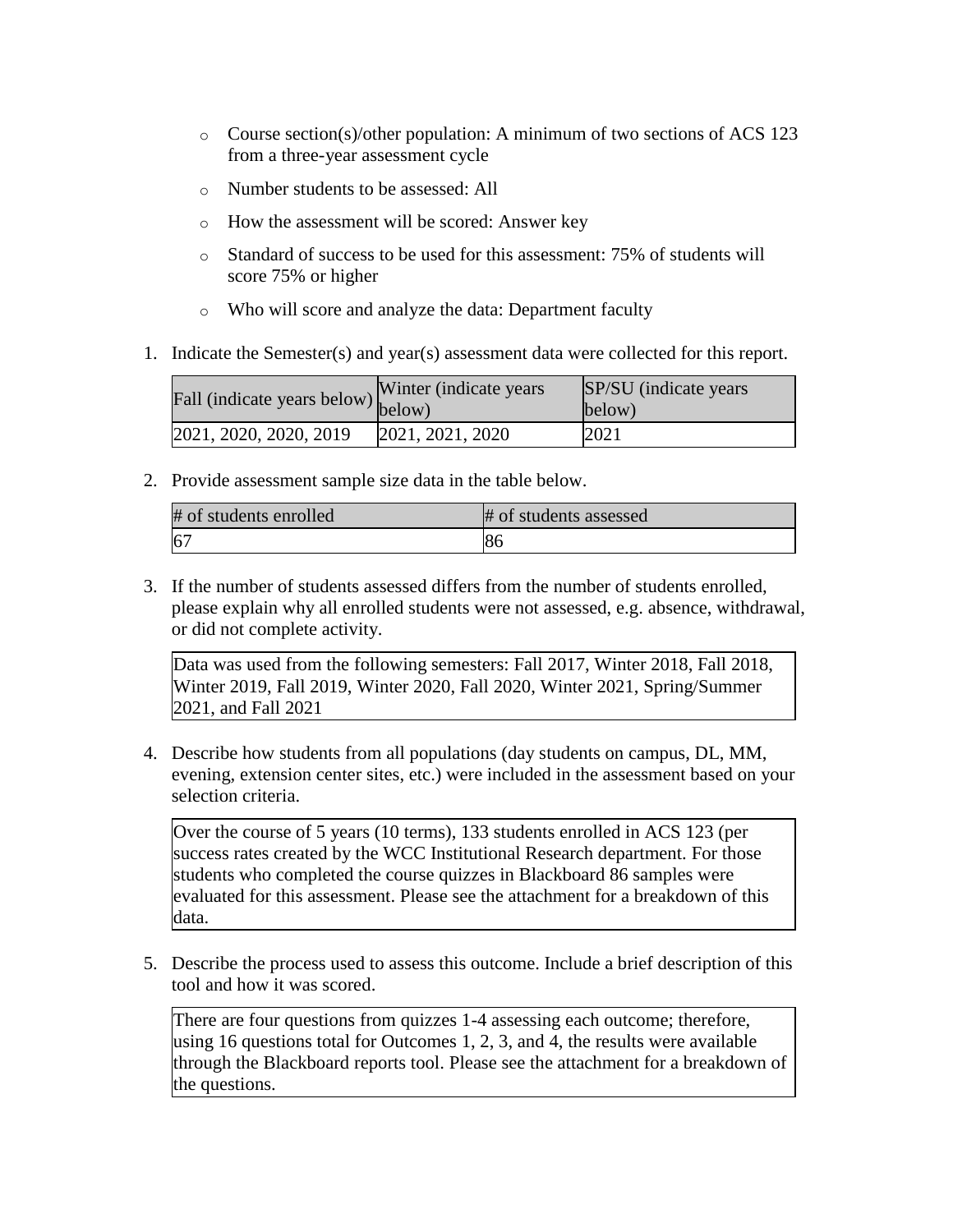- Course section(s)/other population: A minimum of two sections of ACS 123 from a three-year assessment cycle
- Number students to be assessed: All
- How the assessment will be scored: Answer key
- Standard of success to be used for this assessment: 75% of students will score 75% or higher
- Who will score and analyze the data: Department faculty

1. Indicate the Semester(s) and year(s) assessment data were collected for this report.

| Fall (indicate years below) | Winter (indicate years below) | SP/SU (indicate years below) |
|---|---|---|
| 2021, 2020, 2020, 2019 | 2021, 2021, 2020 | 2021 |

2. Provide assessment sample size data in the table below.

| # of students enrolled | # of students assessed |
|---|---|
| 67 | 86 |

3. If the number of students assessed differs from the number of students enrolled, please explain why all enrolled students were not assessed, e.g. absence, withdrawal, or did not complete activity.

Data was used from the following semesters: Fall 2017, Winter 2018, Fall 2018, Winter 2019, Fall 2019, Winter 2020, Fall 2020, Winter 2021, Spring/Summer 2021, and Fall 2021

4. Describe how students from all populations (day students on campus, DL, MM, evening, extension center sites, etc.) were included in the assessment based on your selection criteria.

Over the course of 5 years (10 terms), 133 students enrolled in ACS 123 (per success rates created by the WCC Institutional Research department. For those students who completed the course quizzes in Blackboard 86 samples were evaluated for this assessment. Please see the attachment for a breakdown of this data.

5. Describe the process used to assess this outcome. Include a brief description of this tool and how it was scored.

There are four questions from quizzes 1-4 assessing each outcome; therefore, using 16 questions total for Outcomes 1, 2, 3, and 4, the results were available through the Blackboard reports tool. Please see the attachment for a breakdown of the questions.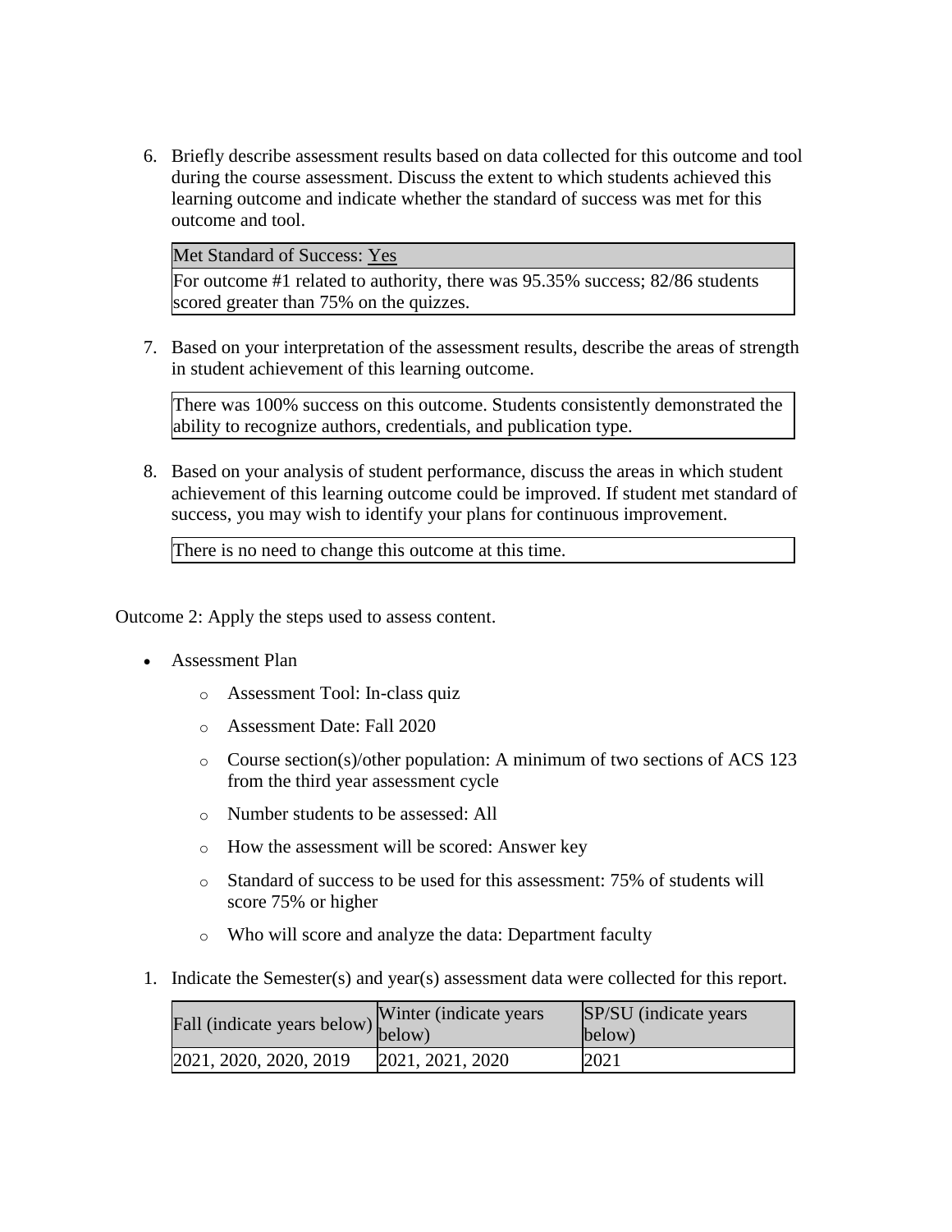6. Briefly describe assessment results based on data collected for this outcome and tool during the course assessment. Discuss the extent to which students achieved this learning outcome and indicate whether the standard of success was met for this outcome and tool.

| Met Standard of Success: Yes |
| --- |
| For outcome #1 related to authority, there was 95.35% success; 82/86 students scored greater than 75% on the quizzes. |

7. Based on your interpretation of the assessment results, describe the areas of strength in student achievement of this learning outcome.

| There was 100% success on this outcome. Students consistently demonstrated the ability to recognize authors, credentials, and publication type. |
| --- |

8. Based on your analysis of student performance, discuss the areas in which student achievement of this learning outcome could be improved. If student met standard of success, you may wish to identify your plans for continuous improvement.

| There is no need to change this outcome at this time. |
| --- |

Outcome 2: Apply the steps used to assess content.

- Assessment Plan
  - Assessment Tool: In-class quiz
  - Assessment Date: Fall 2020
  - Course section(s)/other population: A minimum of two sections of ACS 123 from the third year assessment cycle
  - Number students to be assessed: All
  - How the assessment will be scored: Answer key
  - Standard of success to be used for this assessment: 75% of students will score 75% or higher
  - Who will score and analyze the data: Department faculty

1. Indicate the Semester(s) and year(s) assessment data were collected for this report.

| Fall (indicate years below) | Winter (indicate years below) | SP/SU (indicate years below) |
| --- | --- | --- |
| 2021, 2020, 2020, 2019 | 2021, 2021, 2020 | 2021 |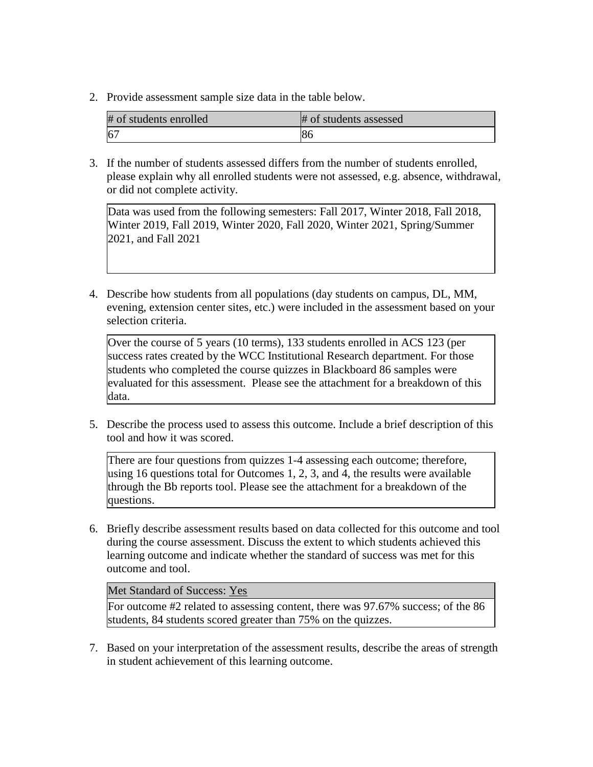2. Provide assessment sample size data in the table below.

| # of students enrolled | # of students assessed |
| --- | --- |
| 67 | 86 |

3. If the number of students assessed differs from the number of students enrolled, please explain why all enrolled students were not assessed, e.g. absence, withdrawal, or did not complete activity.

| Data was used from the following semesters: Fall 2017, Winter 2018, Fall 2018, Winter 2019, Fall 2019, Winter 2020, Fall 2020, Winter 2021, Spring/Summer 2021, and Fall 2021 |
| --- |

4. Describe how students from all populations (day students on campus, DL, MM, evening, extension center sites, etc.) were included in the assessment based on your selection criteria.

| Over the course of 5 years (10 terms), 133 students enrolled in ACS 123 (per success rates created by the WCC Institutional Research department. For those students who completed the course quizzes in Blackboard 86 samples were evaluated for this assessment. Please see the attachment for a breakdown of this data. |
| --- |

5. Describe the process used to assess this outcome. Include a brief description of this tool and how it was scored.

| There are four questions from quizzes 1-4 assessing each outcome; therefore, using 16 questions total for Outcomes 1, 2, 3, and 4, the results were available through the Bb reports tool. Please see the attachment for a breakdown of the questions. |
| --- |

6. Briefly describe assessment results based on data collected for this outcome and tool during the course assessment. Discuss the extent to which students achieved this learning outcome and indicate whether the standard of success was met for this outcome and tool.

| Met Standard of Success: Yes |
| --- |
| For outcome #2 related to assessing content, there was 97.67% success; of the 86 students, 84 students scored greater than 75% on the quizzes. |

7. Based on your interpretation of the assessment results, describe the areas of strength in student achievement of this learning outcome.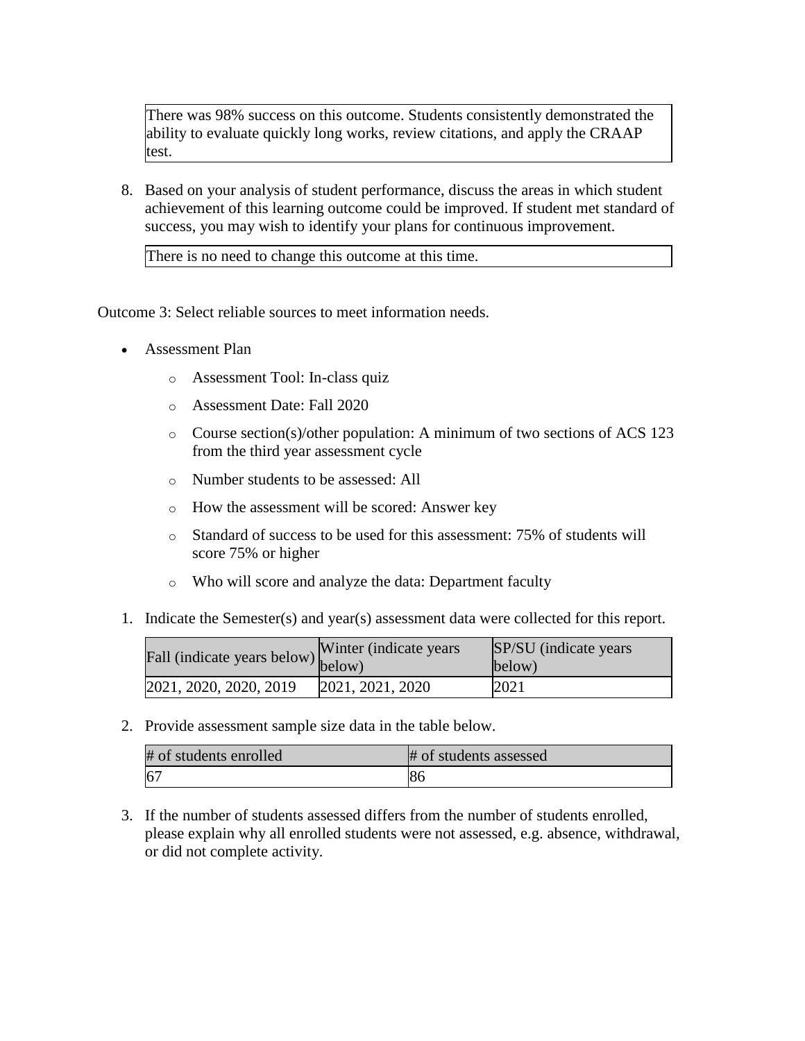There was 98% success on this outcome. Students consistently demonstrated the ability to evaluate quickly long works, review citations, and apply the CRAAP test.

8. Based on your analysis of student performance, discuss the areas in which student achievement of this learning outcome could be improved. If student met standard of success, you may wish to identify your plans for continuous improvement.

There is no need to change this outcome at this time.

Outcome 3: Select reliable sources to meet information needs.

- Assessment Plan
    - Assessment Tool: In-class quiz
    - Assessment Date: Fall 2020
    - Course section(s)/other population: A minimum of two sections of ACS 123 from the third year assessment cycle
    - Number students to be assessed: All
    - How the assessment will be scored: Answer key
    - Standard of success to be used for this assessment: 75% of students will score 75% or higher
    - Who will score and analyze the data: Department faculty

1. Indicate the Semester(s) and year(s) assessment data were collected for this report.

| Fall (indicate years below) | Winter (indicate years below) | SP/SU (indicate years below) |
|---|---|---|
| 2021, 2020, 2020, 2019 | 2021, 2021, 2020 | 2021 |

2. Provide assessment sample size data in the table below.

| # of students enrolled | # of students assessed |
|---|---|
| 67 | 86 |

3. If the number of students assessed differs from the number of students enrolled, please explain why all enrolled students were not assessed, e.g. absence, withdrawal, or did not complete activity.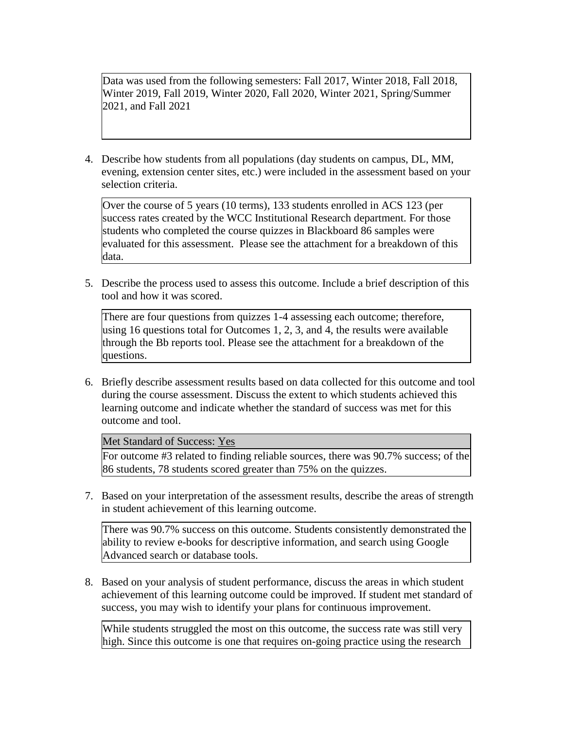Data was used from the following semesters: Fall 2017, Winter 2018, Fall 2018, Winter 2019, Fall 2019, Winter 2020, Fall 2020, Winter 2021, Spring/Summer 2021, and Fall 2021

4. Describe how students from all populations (day students on campus, DL, MM, evening, extension center sites, etc.) were included in the assessment based on your selection criteria.

Over the course of 5 years (10 terms), 133 students enrolled in ACS 123 (per success rates created by the WCC Institutional Research department. For those students who completed the course quizzes in Blackboard 86 samples were evaluated for this assessment. Please see the attachment for a breakdown of this data.

5. Describe the process used to assess this outcome. Include a brief description of this tool and how it was scored.

There are four questions from quizzes 1-4 assessing each outcome; therefore, using 16 questions total for Outcomes 1, 2, 3, and 4, the results were available through the Bb reports tool. Please see the attachment for a breakdown of the questions.

6. Briefly describe assessment results based on data collected for this outcome and tool during the course assessment. Discuss the extent to which students achieved this learning outcome and indicate whether the standard of success was met for this outcome and tool.

Met Standard of Success: Yes

For outcome #3 related to finding reliable sources, there was 90.7% success; of the 86 students, 78 students scored greater than 75% on the quizzes.

7. Based on your interpretation of the assessment results, describe the areas of strength in student achievement of this learning outcome.

There was 90.7% success on this outcome. Students consistently demonstrated the ability to review e-books for descriptive information, and search using Google Advanced search or database tools.

8. Based on your analysis of student performance, discuss the areas in which student achievement of this learning outcome could be improved. If student met standard of success, you may wish to identify your plans for continuous improvement.

While students struggled the most on this outcome, the success rate was still very high. Since this outcome is one that requires on-going practice using the research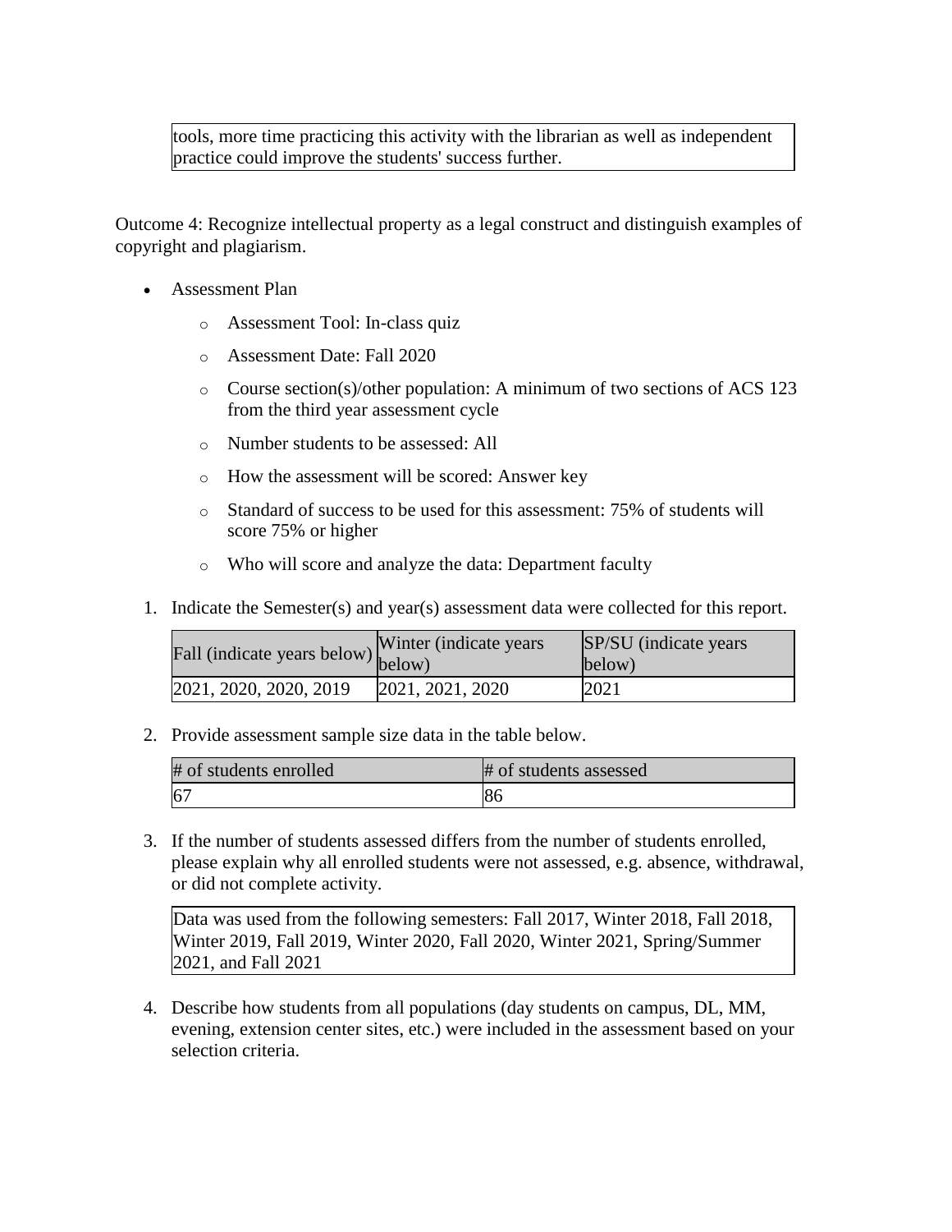| tools, more time practicing this activity with the librarian as well as independent practice could improve the students' success further. |
|---|

Outcome 4: Recognize intellectual property as a legal construct and distinguish examples of copyright and plagiarism.

- Assessment Plan
  - Assessment Tool: In-class quiz
  - Assessment Date: Fall 2020
  - Course section(s)/other population: A minimum of two sections of ACS 123 from the third year assessment cycle
  - Number students to be assessed: All
  - How the assessment will be scored: Answer key
  - Standard of success to be used for this assessment: 75% of students will score 75% or higher
  - Who will score and analyze the data: Department faculty

1. Indicate the Semester(s) and year(s) assessment data were collected for this report.

| Fall (indicate years below) | Winter (indicate years below) | SP/SU (indicate years below) |
|---|---|---|
| 2021, 2020, 2020, 2019 | 2021, 2021, 2020 | 2021 |

2. Provide assessment sample size data in the table below.

| # of students enrolled | # of students assessed |
|---|---|
| 67 | 86 |

3. If the number of students assessed differs from the number of students enrolled, please explain why all enrolled students were not assessed, e.g. absence, withdrawal, or did not complete activity.

| Data was used from the following semesters: Fall 2017, Winter 2018, Fall 2018, Winter 2019, Fall 2019, Winter 2020, Fall 2020, Winter 2021, Spring/Summer 2021, and Fall 2021 |
|---|

4. Describe how students from all populations (day students on campus, DL, MM, evening, extension center sites, etc.) were included in the assessment based on your selection criteria.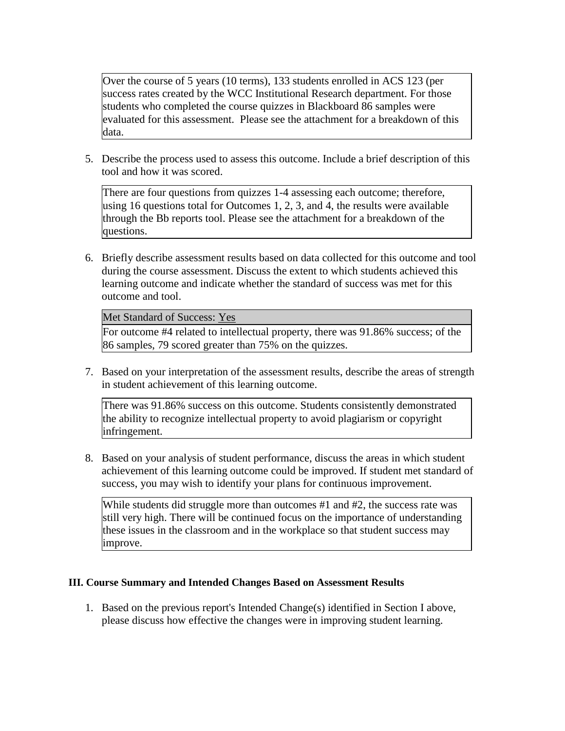Over the course of 5 years (10 terms), 133 students enrolled in ACS 123 (per success rates created by the WCC Institutional Research department. For those students who completed the course quizzes in Blackboard 86 samples were evaluated for this assessment.  Please see the attachment for a breakdown of this data.

5. Describe the process used to assess this outcome. Include a brief description of this tool and how it was scored.

There are four questions from quizzes 1-4 assessing each outcome; therefore, using 16 questions total for Outcomes 1, 2, 3, and 4, the results were available through the Bb reports tool. Please see the attachment for a breakdown of the questions.

6. Briefly describe assessment results based on data collected for this outcome and tool during the course assessment. Discuss the extent to which students achieved this learning outcome and indicate whether the standard of success was met for this outcome and tool.

Met Standard of Success: Yes

For outcome #4 related to intellectual property, there was 91.86% success; of the 86 samples, 79 scored greater than 75% on the quizzes.

7. Based on your interpretation of the assessment results, describe the areas of strength in student achievement of this learning outcome.

There was 91.86% success on this outcome. Students consistently demonstrated the ability to recognize intellectual property to avoid plagiarism or copyright infringement.

8. Based on your analysis of student performance, discuss the areas in which student achievement of this learning outcome could be improved. If student met standard of success, you may wish to identify your plans for continuous improvement.

While students did struggle more than outcomes #1 and #2, the success rate was still very high. There will be continued focus on the importance of understanding these issues in the classroom and in the workplace so that student success may improve.

**III. Course Summary and Intended Changes Based on Assessment Results**

1. Based on the previous report's Intended Change(s) identified in Section I above, please discuss how effective the changes were in improving student learning.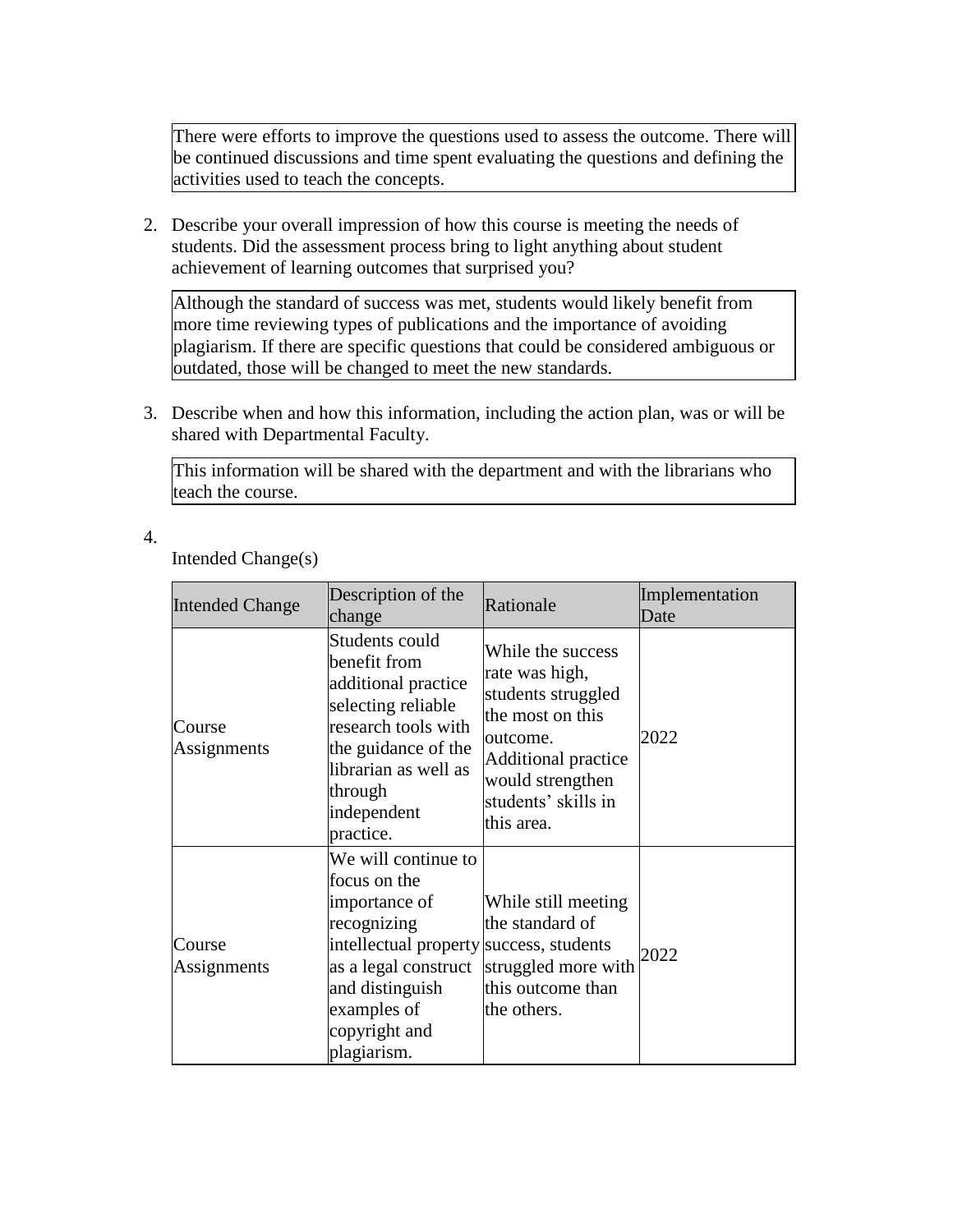There were efforts to improve the questions used to assess the outcome. There will be continued discussions and time spent evaluating the questions and defining the activities used to teach the concepts.

2. Describe your overall impression of how this course is meeting the needs of students. Did the assessment process bring to light anything about student achievement of learning outcomes that surprised you?

Although the standard of success was met, students would likely benefit from more time reviewing types of publications and the importance of avoiding plagiarism. If there are specific questions that could be considered ambiguous or outdated, those will be changed to meet the new standards.

3. Describe when and how this information, including the action plan, was or will be shared with Departmental Faculty.

This information will be shared with the department and with the librarians who teach the course.

4. Intended Change(s)

| Intended Change | Description of the change | Rationale | Implementation Date |
| --- | --- | --- | --- |
| Course Assignments | Students could benefit from additional practice selecting reliable research tools with the guidance of the librarian as well as through independent practice. | While the success rate was high, students struggled the most on this outcome. Additional practice would strengthen students' skills in this area. | 2022 |
| Course Assignments | We will continue to focus on the importance of recognizing intellectual property as a legal construct and distinguish examples of copyright and plagiarism. | While still meeting the standard of success, students struggled more with this outcome than the others. | 2022 |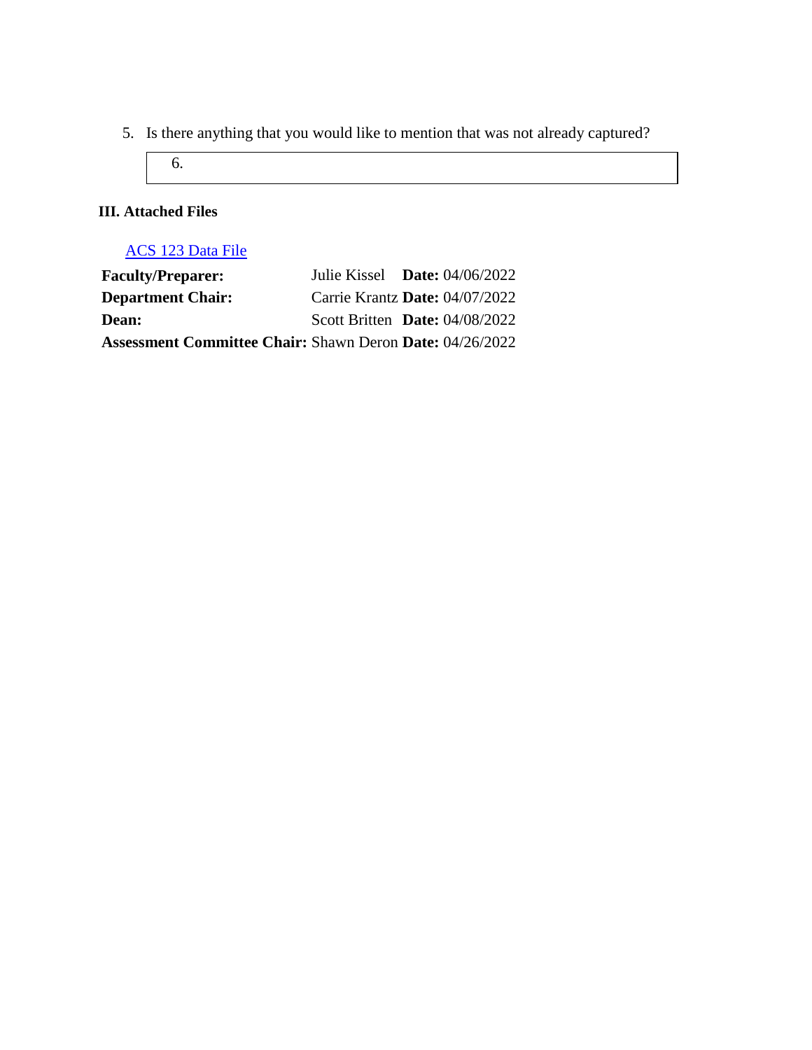5. Is there anything that you would like to mention that was not already captured?

| 6. |
|---|

**III. Attached Files**

ACS 123 Data File

| | | |
|---|---|---|
| **Faculty/Preparer:** | Julie Kissel | **Date:** 04/06/2022 |
| **Department Chair:** | Carrie Krantz | **Date:** 04/07/2022 |
| **Dean:** | Scott Britten | **Date:** 04/08/2022 |
| **Assessment Committee Chair:** | Shawn Deron | **Date:** 04/26/2022 |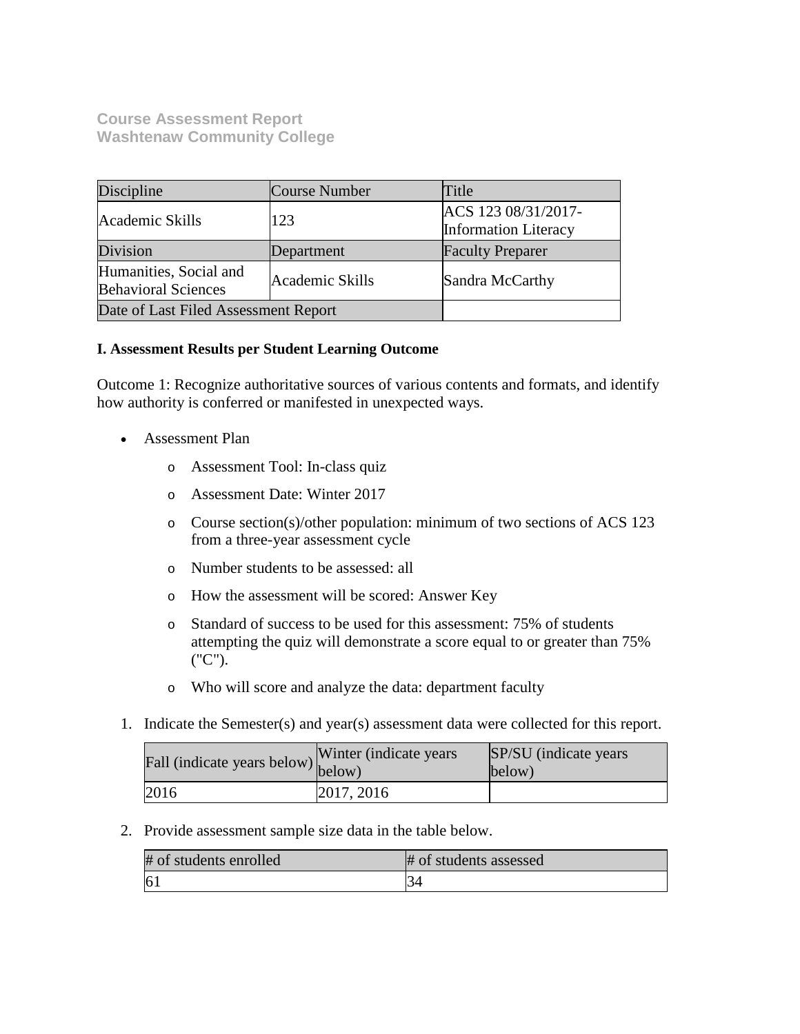**Course Assessment Report**
**Washtenaw Community College**

| Discipline | Course Number | Title |
| --- | --- | --- |
| Academic Skills | 123 | ACS 123 08/31/2017-Information Literacy |
| Division | Department | Faculty Preparer |
| Humanities, Social and Behavioral Sciences | Academic Skills | Sandra McCarthy |
| Date of Last Filed Assessment Report | | |

**I. Assessment Results per Student Learning Outcome**

Outcome 1: Recognize authoritative sources of various contents and formats, and identify how authority is conferred or manifested in unexpected ways.

- Assessment Plan
    - Assessment Tool: In-class quiz
    - Assessment Date: Winter 2017
    - Course section(s)/other population: minimum of two sections of ACS 123 from a three-year assessment cycle
    - Number students to be assessed: all
    - How the assessment will be scored: Answer Key
    - Standard of success to be used for this assessment: 75% of students attempting the quiz will demonstrate a score equal to or greater than 75% ("C").
    - Who will score and analyze the data: department faculty

1. Indicate the Semester(s) and year(s) assessment data were collected for this report.

| Fall (indicate years below) | Winter (indicate years below) | SP/SU (indicate years below) |
| --- | --- | --- |
| 2016 | 2017, 2016 | |

2. Provide assessment sample size data in the table below.

| # of students enrolled | # of students assessed |
| --- | --- |
| 61 | 34 |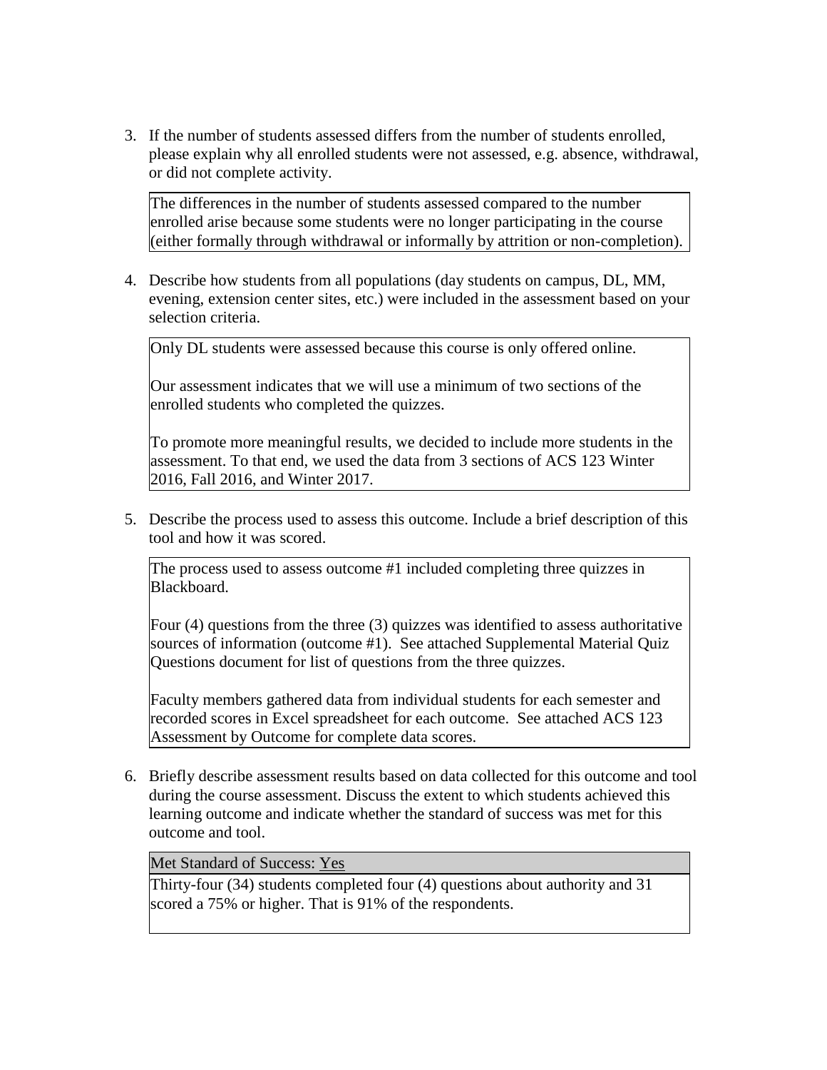3. If the number of students assessed differs from the number of students enrolled, please explain why all enrolled students were not assessed, e.g. absence, withdrawal, or did not complete activity.

   The differences in the number of students assessed compared to the number enrolled arise because some students were no longer participating in the course (either formally through withdrawal or informally by attrition or non-completion).

4. Describe how students from all populations (day students on campus, DL, MM, evening, extension center sites, etc.) were included in the assessment based on your selection criteria.

   Only DL students were assessed because this course is only offered online.

   Our assessment indicates that we will use a minimum of two sections of the enrolled students who completed the quizzes.

   To promote more meaningful results, we decided to include more students in the assessment. To that end, we used the data from 3 sections of ACS 123 Winter 2016, Fall 2016, and Winter 2017.

5. Describe the process used to assess this outcome. Include a brief description of this tool and how it was scored.

   The process used to assess outcome #1 included completing three quizzes in Blackboard.

   Four (4) questions from the three (3) quizzes was identified to assess authoritative sources of information (outcome #1). See attached Supplemental Material Quiz Questions document for list of questions from the three quizzes.

   Faculty members gathered data from individual students for each semester and recorded scores in Excel spreadsheet for each outcome. See attached ACS 123 Assessment by Outcome for complete data scores.

6. Briefly describe assessment results based on data collected for this outcome and tool during the course assessment. Discuss the extent to which students achieved this learning outcome and indicate whether the standard of success was met for this outcome and tool.

   Met Standard of Success: Yes

   Thirty-four (34) students completed four (4) questions about authority and 31 scored a 75% or higher. That is 91% of the respondents.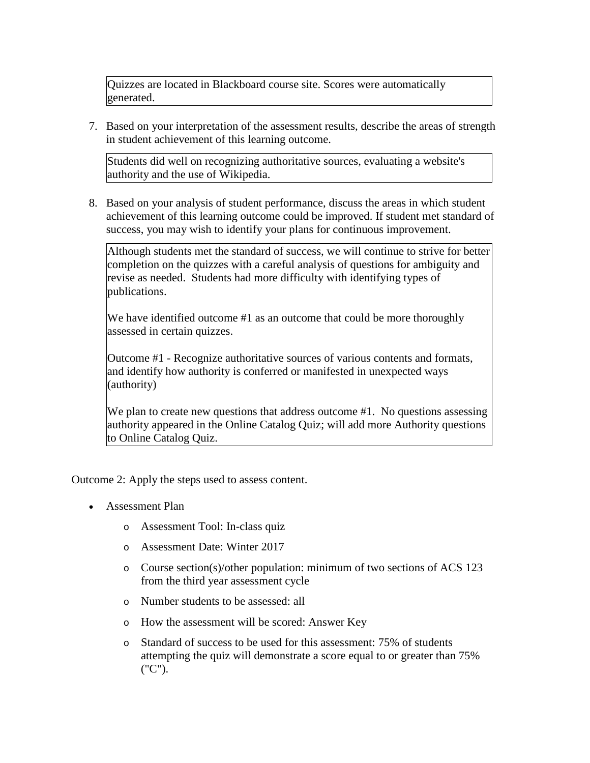Quizzes are located in Blackboard course site. Scores were automatically generated.

7. Based on your interpretation of the assessment results, describe the areas of strength in student achievement of this learning outcome.

Students did well on recognizing authoritative sources, evaluating a website's authority and the use of Wikipedia.

8. Based on your analysis of student performance, discuss the areas in which student achievement of this learning outcome could be improved. If student met standard of success, you may wish to identify your plans for continuous improvement.

Although students met the standard of success, we will continue to strive for better completion on the quizzes with a careful analysis of questions for ambiguity and revise as needed. Students had more difficulty with identifying types of publications.

We have identified outcome #1 as an outcome that could be more thoroughly assessed in certain quizzes.

Outcome #1 - Recognize authoritative sources of various contents and formats, and identify how authority is conferred or manifested in unexpected ways (authority)

We plan to create new questions that address outcome #1. No questions assessing authority appeared in the Online Catalog Quiz; will add more Authority questions to Online Catalog Quiz.

Outcome 2: Apply the steps used to assess content.

- Assessment Plan
  - Assessment Tool: In-class quiz
  - Assessment Date: Winter 2017
  - Course section(s)/other population: minimum of two sections of ACS 123 from the third year assessment cycle
  - Number students to be assessed: all
  - How the assessment will be scored: Answer Key
  - Standard of success to be used for this assessment: 75% of students attempting the quiz will demonstrate a score equal to or greater than 75% ("C").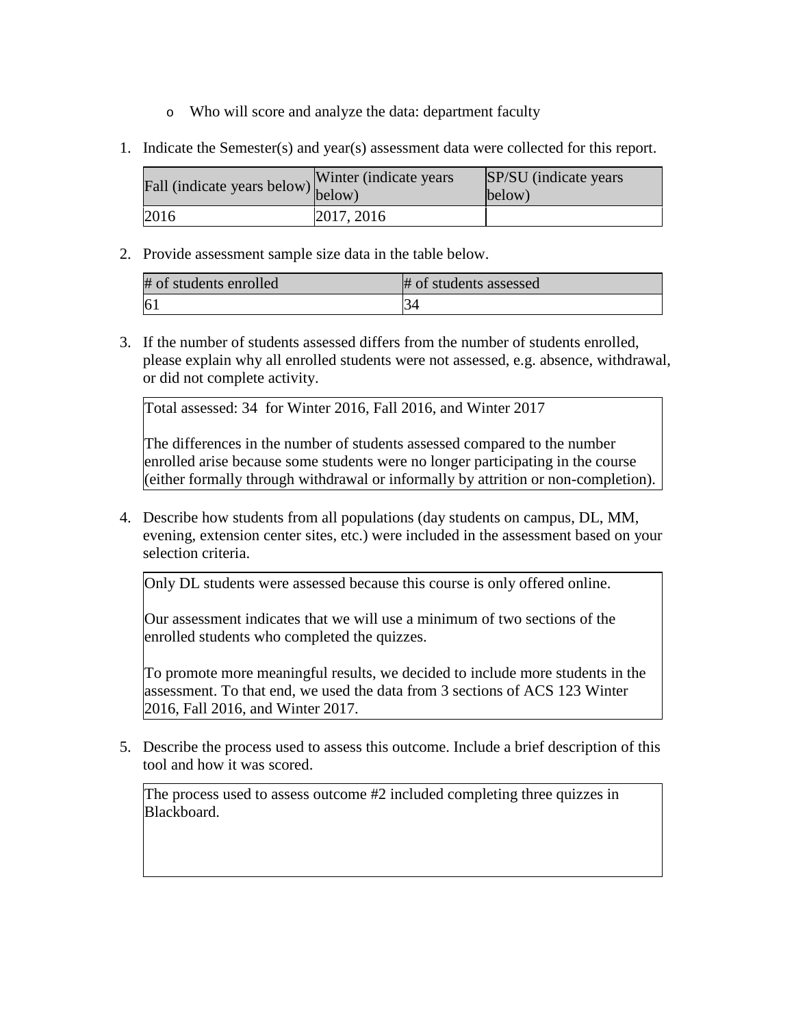- Who will score and analyze the data: department faculty

1. Indicate the Semester(s) and year(s) assessment data were collected for this report.

| Fall (indicate years below) | Winter (indicate years below) | SP/SU (indicate years below) |
| --- | --- | --- |
| 2016 | 2017, 2016 | |

2. Provide assessment sample size data in the table below.

| # of students enrolled | # of students assessed |
| --- | --- |
| 61 | 34 |

3. If the number of students assessed differs from the number of students enrolled, please explain why all enrolled students were not assessed, e.g. absence, withdrawal, or did not complete activity.

Total assessed: 34 for Winter 2016, Fall 2016, and Winter 2017

The differences in the number of students assessed compared to the number enrolled arise because some students were no longer participating in the course (either formally through withdrawal or informally by attrition or non-completion).

4. Describe how students from all populations (day students on campus, DL, MM, evening, extension center sites, etc.) were included in the assessment based on your selection criteria.

Only DL students were assessed because this course is only offered online.

Our assessment indicates that we will use a minimum of two sections of the enrolled students who completed the quizzes.

To promote more meaningful results, we decided to include more students in the assessment. To that end, we used the data from 3 sections of ACS 123 Winter 2016, Fall 2016, and Winter 2017.

5. Describe the process used to assess this outcome. Include a brief description of this tool and how it was scored.

The process used to assess outcome #2 included completing three quizzes in Blackboard.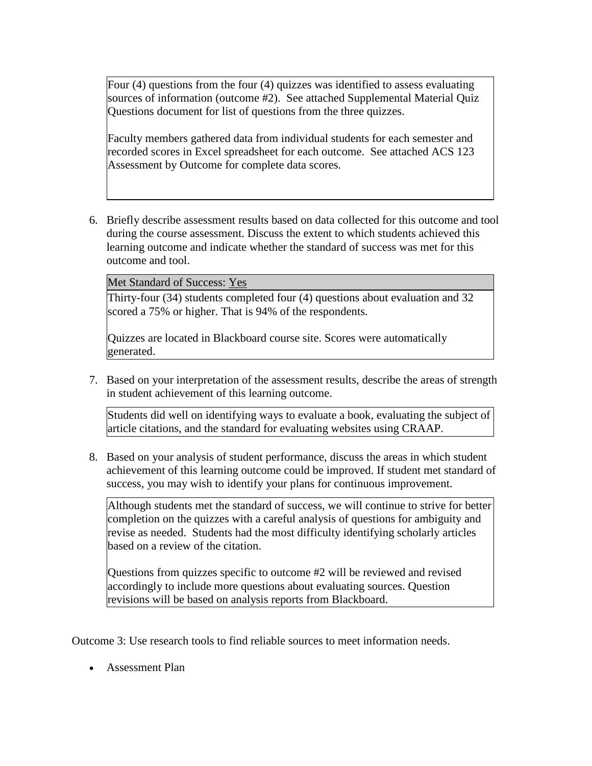Four (4) questions from the four (4) quizzes was identified to assess evaluating sources of information (outcome #2). See attached Supplemental Material Quiz Questions document for list of questions from the three quizzes.

Faculty members gathered data from individual students for each semester and recorded scores in Excel spreadsheet for each outcome. See attached ACS 123 Assessment by Outcome for complete data scores.

6. Briefly describe assessment results based on data collected for this outcome and tool during the course assessment. Discuss the extent to which students achieved this learning outcome and indicate whether the standard of success was met for this outcome and tool.

Met Standard of Success: Yes

Thirty-four (34) students completed four (4) questions about evaluation and 32 scored a 75% or higher. That is 94% of the respondents.

Quizzes are located in Blackboard course site. Scores were automatically generated.

7. Based on your interpretation of the assessment results, describe the areas of strength in student achievement of this learning outcome.

Students did well on identifying ways to evaluate a book, evaluating the subject of article citations, and the standard for evaluating websites using CRAAP.

8. Based on your analysis of student performance, discuss the areas in which student achievement of this learning outcome could be improved. If student met standard of success, you may wish to identify your plans for continuous improvement.

Although students met the standard of success, we will continue to strive for better completion on the quizzes with a careful analysis of questions for ambiguity and revise as needed. Students had the most difficulty identifying scholarly articles based on a review of the citation.

Questions from quizzes specific to outcome #2 will be reviewed and revised accordingly to include more questions about evaluating sources. Question revisions will be based on analysis reports from Blackboard.

Outcome 3: Use research tools to find reliable sources to meet information needs.

- Assessment Plan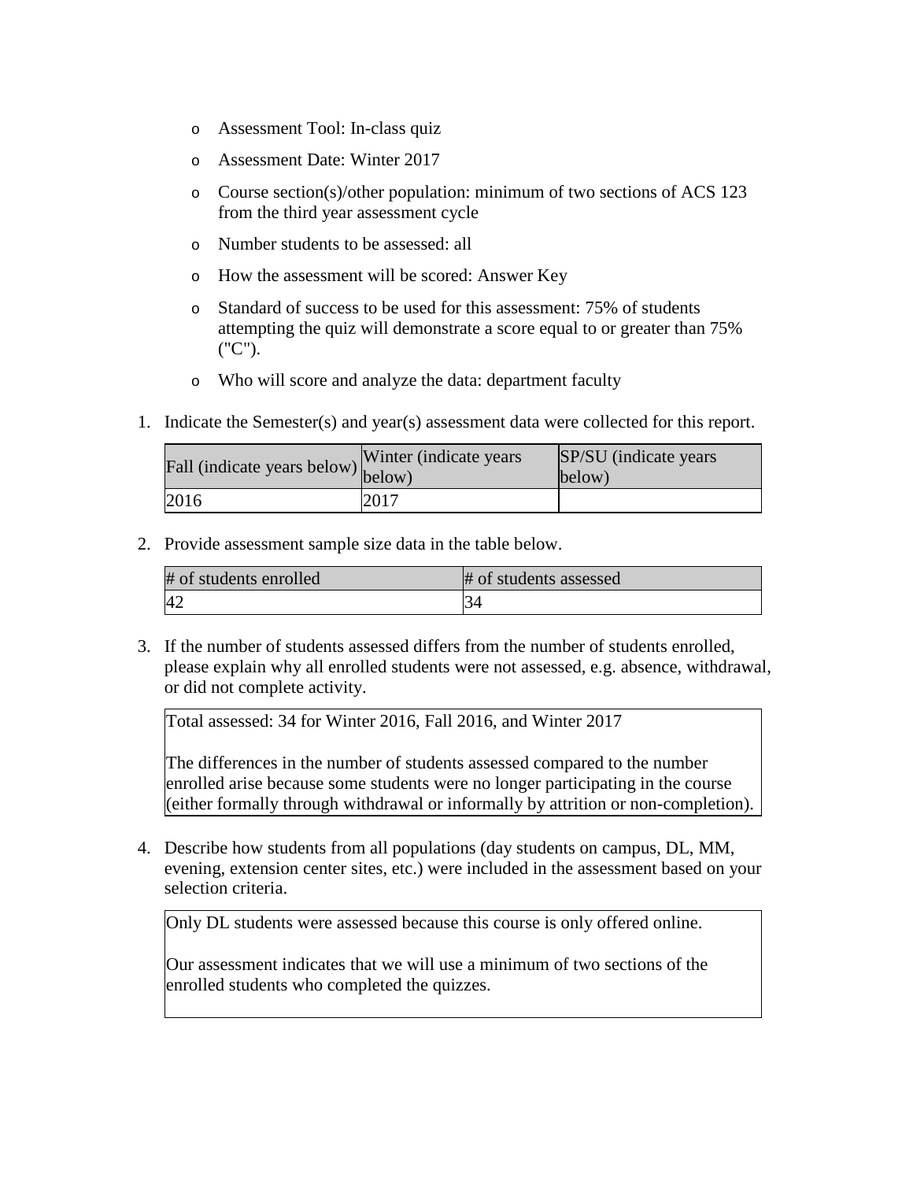- Assessment Tool: In-class quiz
- Assessment Date: Winter 2017
- Course section(s)/other population: minimum of two sections of ACS 123 from the third year assessment cycle
- Number students to be assessed: all
- How the assessment will be scored: Answer Key
- Standard of success to be used for this assessment: 75% of students attempting the quiz will demonstrate a score equal to or greater than 75% ("C").
- Who will score and analyze the data: department faculty

1. Indicate the Semester(s) and year(s) assessment data were collected for this report.

| Fall (indicate years below) | Winter (indicate years below) | SP/SU (indicate years below) |
|---|---|---|
| 2016 | 2017 | |

2. Provide assessment sample size data in the table below.

| # of students enrolled | # of students assessed |
|---|---|
| 42 | 34 |

3. If the number of students assessed differs from the number of students enrolled, please explain why all enrolled students were not assessed, e.g. absence, withdrawal, or did not complete activity.

Total assessed: 34 for Winter 2016, Fall 2016, and Winter 2017

The differences in the number of students assessed compared to the number enrolled arise because some students were no longer participating in the course (either formally through withdrawal or informally by attrition or non-completion).

4. Describe how students from all populations (day students on campus, DL, MM, evening, extension center sites, etc.) were included in the assessment based on your selection criteria.

Only DL students were assessed because this course is only offered online.

Our assessment indicates that we will use a minimum of two sections of the enrolled students who completed the quizzes.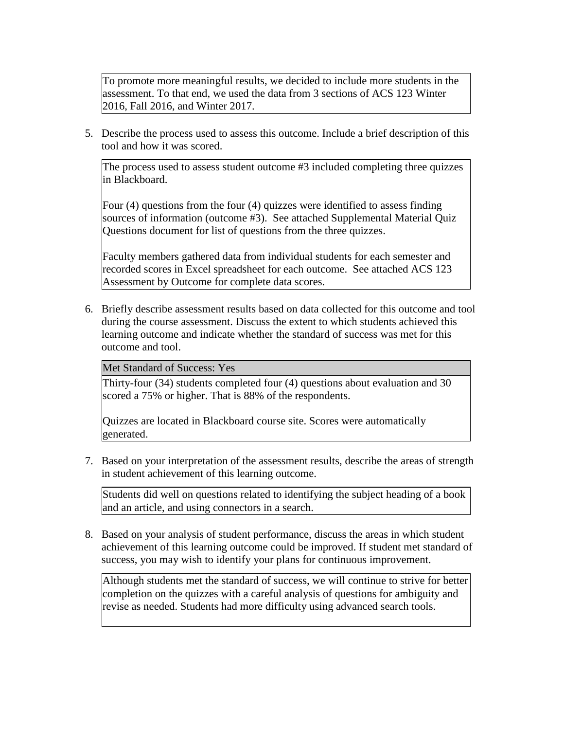To promote more meaningful results, we decided to include more students in the assessment. To that end, we used the data from 3 sections of ACS 123 Winter 2016, Fall 2016, and Winter 2017.

5. Describe the process used to assess this outcome. Include a brief description of this tool and how it was scored.

The process used to assess student outcome #3 included completing three quizzes in Blackboard.

Four (4) questions from the four (4) quizzes were identified to assess finding sources of information (outcome #3). See attached Supplemental Material Quiz Questions document for list of questions from the three quizzes.

Faculty members gathered data from individual students for each semester and recorded scores in Excel spreadsheet for each outcome. See attached ACS 123 Assessment by Outcome for complete data scores.

6. Briefly describe assessment results based on data collected for this outcome and tool during the course assessment. Discuss the extent to which students achieved this learning outcome and indicate whether the standard of success was met for this outcome and tool.

Met Standard of Success: Yes

Thirty-four (34) students completed four (4) questions about evaluation and 30 scored a 75% or higher. That is 88% of the respondents.

Quizzes are located in Blackboard course site. Scores were automatically generated.

7. Based on your interpretation of the assessment results, describe the areas of strength in student achievement of this learning outcome.

Students did well on questions related to identifying the subject heading of a book and an article, and using connectors in a search.

8. Based on your analysis of student performance, discuss the areas in which student achievement of this learning outcome could be improved. If student met standard of success, you may wish to identify your plans for continuous improvement.

Although students met the standard of success, we will continue to strive for better completion on the quizzes with a careful analysis of questions for ambiguity and revise as needed. Students had more difficulty using advanced search tools.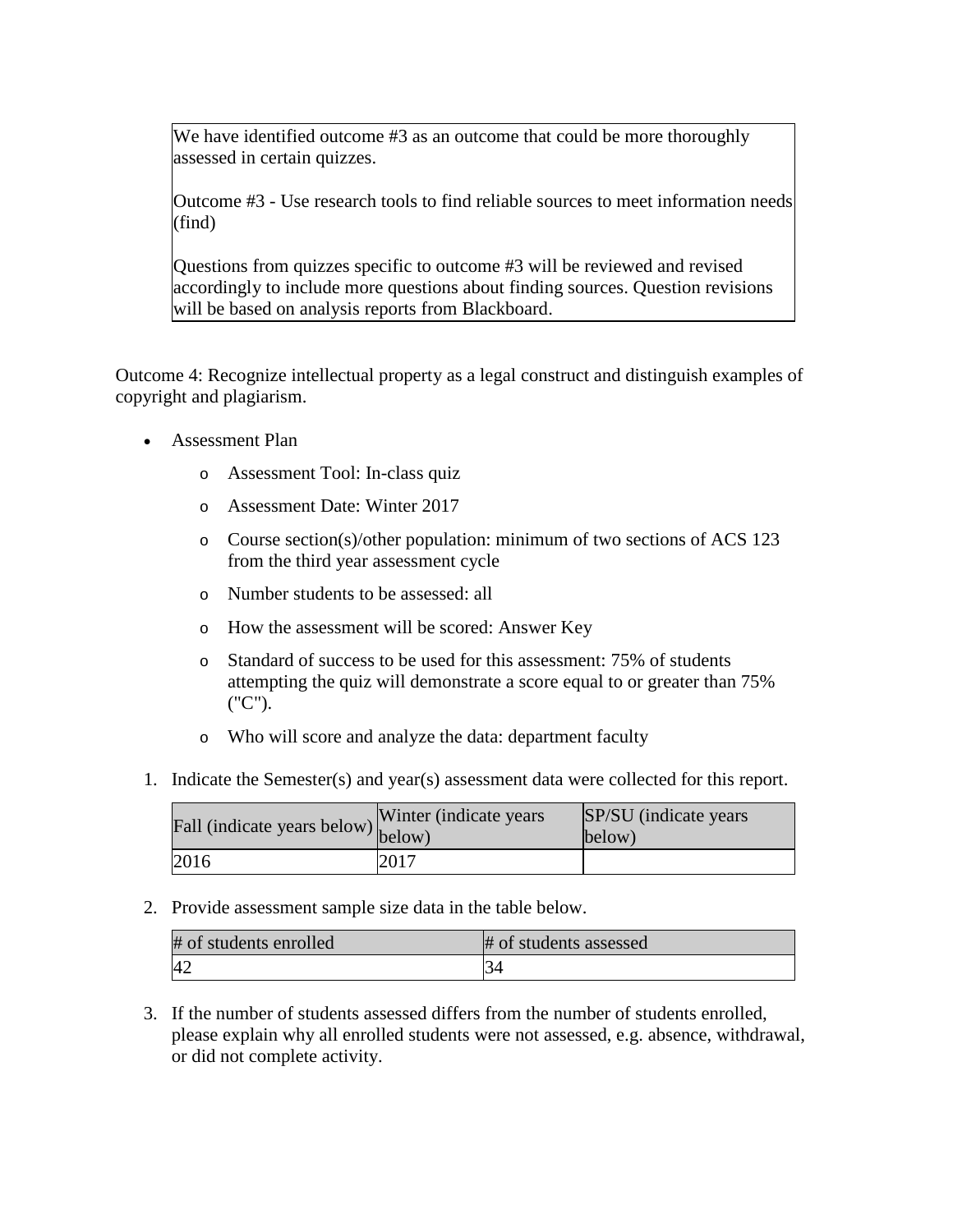We have identified outcome #3 as an outcome that could be more thoroughly assessed in certain quizzes.

Outcome #3 - Use research tools to find reliable sources to meet information needs (find)

Questions from quizzes specific to outcome #3 will be reviewed and revised accordingly to include more questions about finding sources. Question revisions will be based on analysis reports from Blackboard.

Outcome 4: Recognize intellectual property as a legal construct and distinguish examples of copyright and plagiarism.

- Assessment Plan
  - Assessment Tool: In-class quiz
  - Assessment Date: Winter 2017
  - Course section(s)/other population: minimum of two sections of ACS 123 from the third year assessment cycle
  - Number students to be assessed: all
  - How the assessment will be scored: Answer Key
  - Standard of success to be used for this assessment: 75% of students attempting the quiz will demonstrate a score equal to or greater than 75% ("C").
  - Who will score and analyze the data: department faculty

1. Indicate the Semester(s) and year(s) assessment data were collected for this report.

| Fall (indicate years below) | Winter (indicate years below) | SP/SU (indicate years below) |
| --- | --- | --- |
| 2016 | 2017 | |

2. Provide assessment sample size data in the table below.

| # of students enrolled | # of students assessed |
| --- | --- |
| 42 | 34 |

3. If the number of students assessed differs from the number of students enrolled, please explain why all enrolled students were not assessed, e.g. absence, withdrawal, or did not complete activity.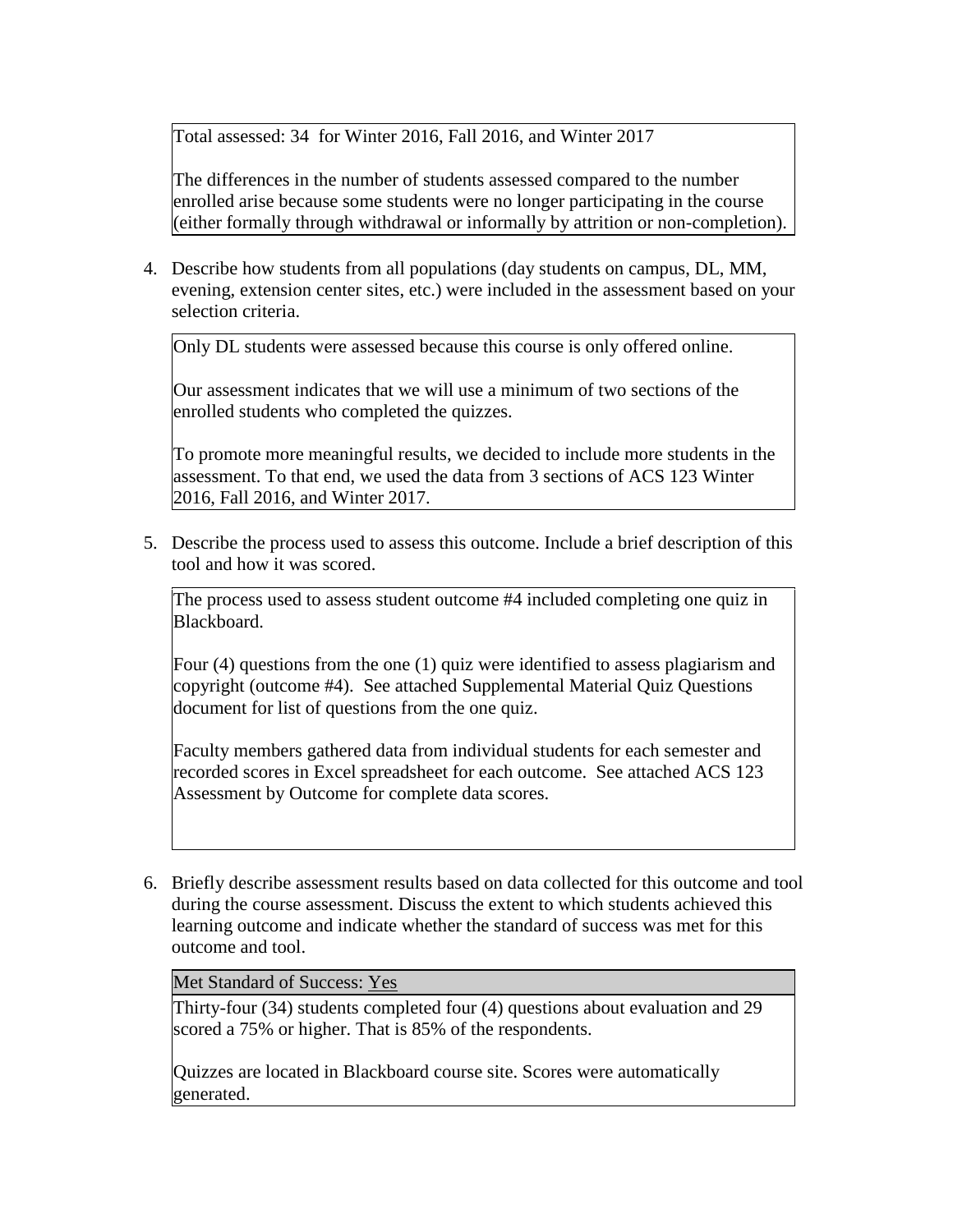Total assessed: 34 for Winter 2016, Fall 2016, and Winter 2017

The differences in the number of students assessed compared to the number enrolled arise because some students were no longer participating in the course (either formally through withdrawal or informally by attrition or non-completion).

4. Describe how students from all populations (day students on campus, DL, MM, evening, extension center sites, etc.) were included in the assessment based on your selection criteria.

Only DL students were assessed because this course is only offered online.

Our assessment indicates that we will use a minimum of two sections of the enrolled students who completed the quizzes.

To promote more meaningful results, we decided to include more students in the assessment. To that end, we used the data from 3 sections of ACS 123 Winter 2016, Fall 2016, and Winter 2017.

5. Describe the process used to assess this outcome. Include a brief description of this tool and how it was scored.

The process used to assess student outcome #4 included completing one quiz in Blackboard.

Four (4) questions from the one (1) quiz were identified to assess plagiarism and copyright (outcome #4). See attached Supplemental Material Quiz Questions document for list of questions from the one quiz.

Faculty members gathered data from individual students for each semester and recorded scores in Excel spreadsheet for each outcome. See attached ACS 123 Assessment by Outcome for complete data scores.

6. Briefly describe assessment results based on data collected for this outcome and tool during the course assessment. Discuss the extent to which students achieved this learning outcome and indicate whether the standard of success was met for this outcome and tool.

Met Standard of Success: Yes

Thirty-four (34) students completed four (4) questions about evaluation and 29 scored a 75% or higher. That is 85% of the respondents.

Quizzes are located in Blackboard course site. Scores were automatically generated.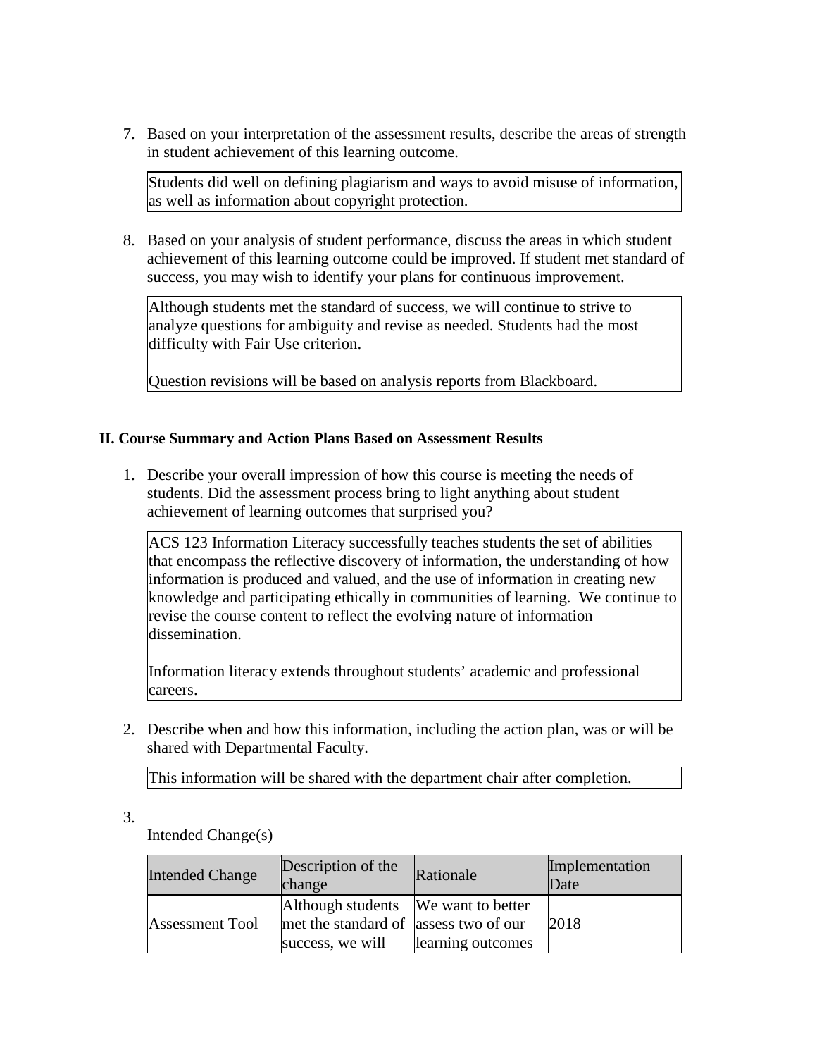7. Based on your interpretation of the assessment results, describe the areas of strength in student achievement of this learning outcome.

   Students did well on defining plagiarism and ways to avoid misuse of information, as well as information about copyright protection.

8. Based on your analysis of student performance, discuss the areas in which student achievement of this learning outcome could be improved. If student met standard of success, you may wish to identify your plans for continuous improvement.

   Although students met the standard of success, we will continue to strive to analyze questions for ambiguity and revise as needed. Students had the most difficulty with Fair Use criterion.

   Question revisions will be based on analysis reports from Blackboard.

**II. Course Summary and Action Plans Based on Assessment Results**

1. Describe your overall impression of how this course is meeting the needs of students. Did the assessment process bring to light anything about student achievement of learning outcomes that surprised you?

   ACS 123 Information Literacy successfully teaches students the set of abilities that encompass the reflective discovery of information, the understanding of how information is produced and valued, and the use of information in creating new knowledge and participating ethically in communities of learning. We continue to revise the course content to reflect the evolving nature of information dissemination.

   Information literacy extends throughout students' academic and professional careers.

2. Describe when and how this information, including the action plan, was or will be shared with Departmental Faculty.

   This information will be shared with the department chair after completion.

3. Intended Change(s)

| Intended Change | Description of the change | Rationale | Implementation Date |
|---|---|---|---|
| Assessment Tool | Although students met the standard of success, we will | We want to better assess two of our learning outcomes | 2018 |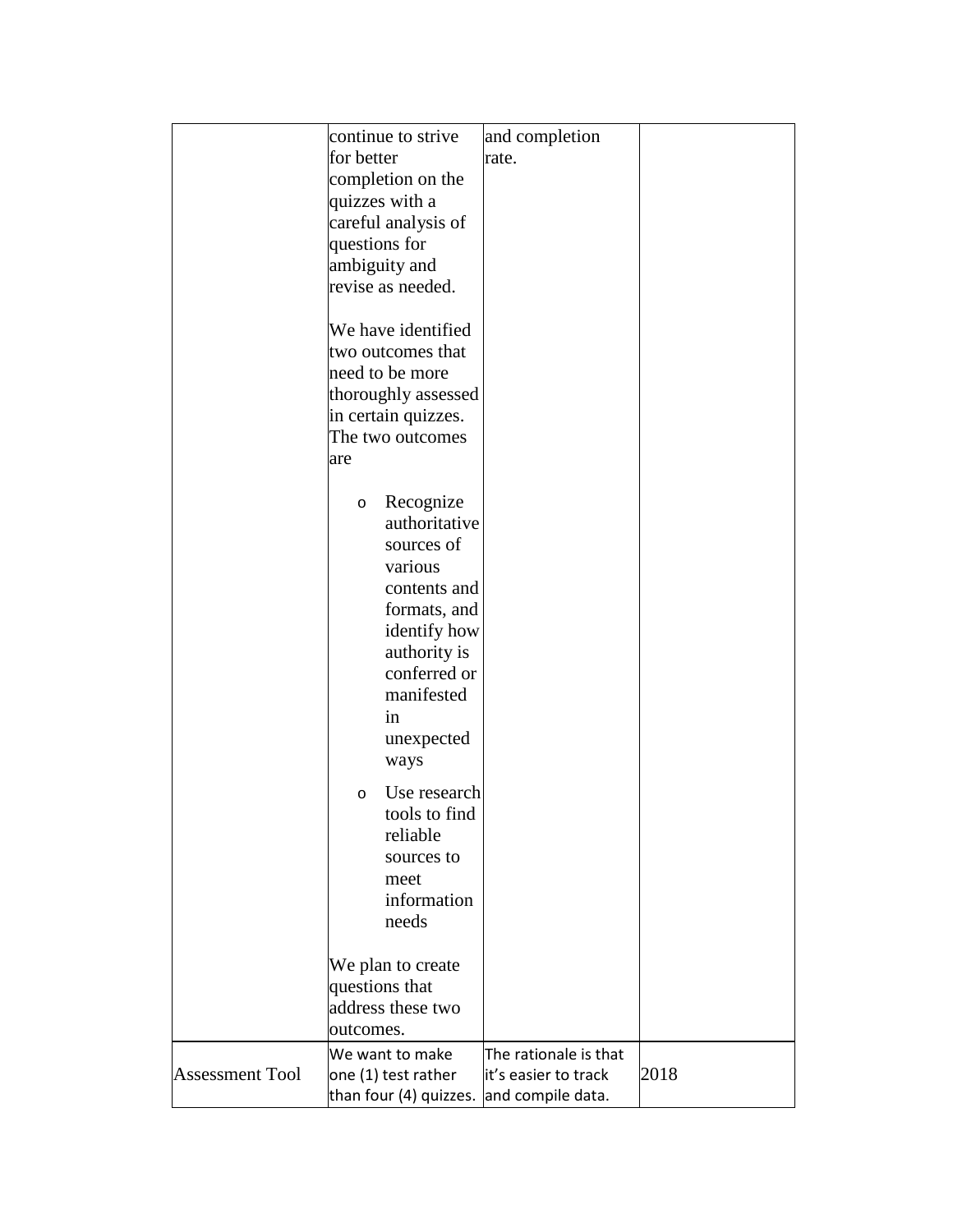| | | | |
|---|---|---|---|
| | continue to strive for better completion on the quizzes with a careful analysis of questions for ambiguity and revise as needed.<br><br>We have identified two outcomes that need to be more thoroughly assessed in certain quizzes. The two outcomes are<br><br>o Recognize authoritative sources of various contents and formats, and identify how authority is conferred or manifested in unexpected ways<br>o Use research tools to find reliable sources to meet information needs<br><br>We plan to create questions that address these two outcomes. | and completion rate. | |
| Assessment Tool | We want to make one (1) test rather than four (4) quizzes. | The rationale is that it's easier to track and compile data. | 2018 |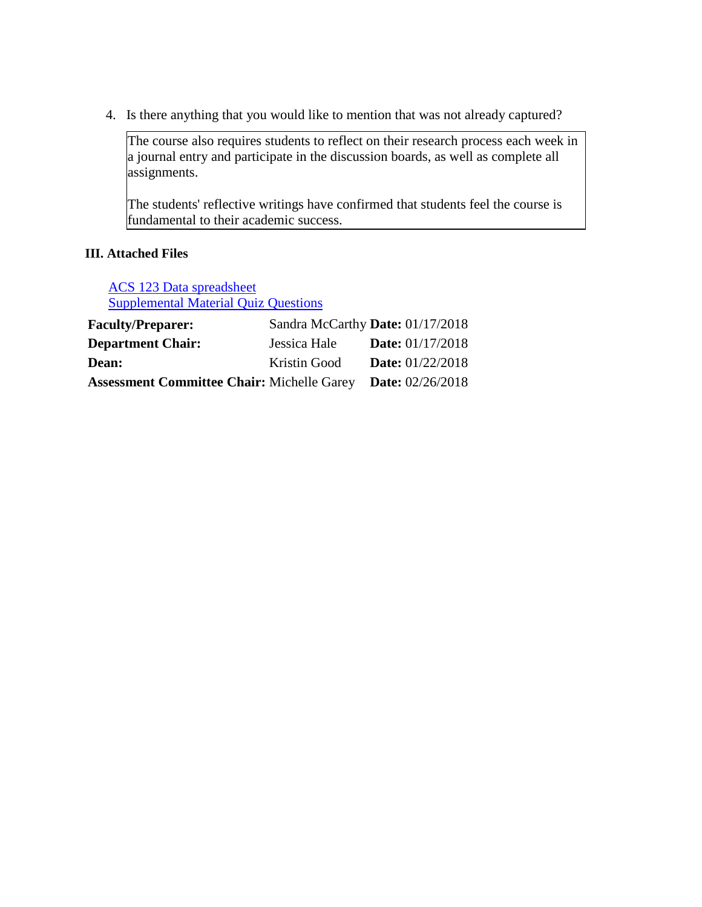4. Is there anything that you would like to mention that was not already captured?

> The course also requires students to reflect on their research process each week in a journal entry and participate in the discussion boards, as well as complete all assignments.
>
> The students' reflective writings have confirmed that students feel the course is fundamental to their academic success.

**III. Attached Files**

ACS 123 Data spreadsheet
Supplemental Material Quiz Questions

| | | |
|---|---|---|
| **Faculty/Preparer:** | Sandra McCarthy | **Date:** 01/17/2018 |
| **Department Chair:** | Jessica Hale | **Date:** 01/17/2018 |
| **Dean:** | Kristin Good | **Date:** 01/22/2018 |
| **Assessment Committee Chair:** | Michelle Garey | **Date:** 02/26/2018 |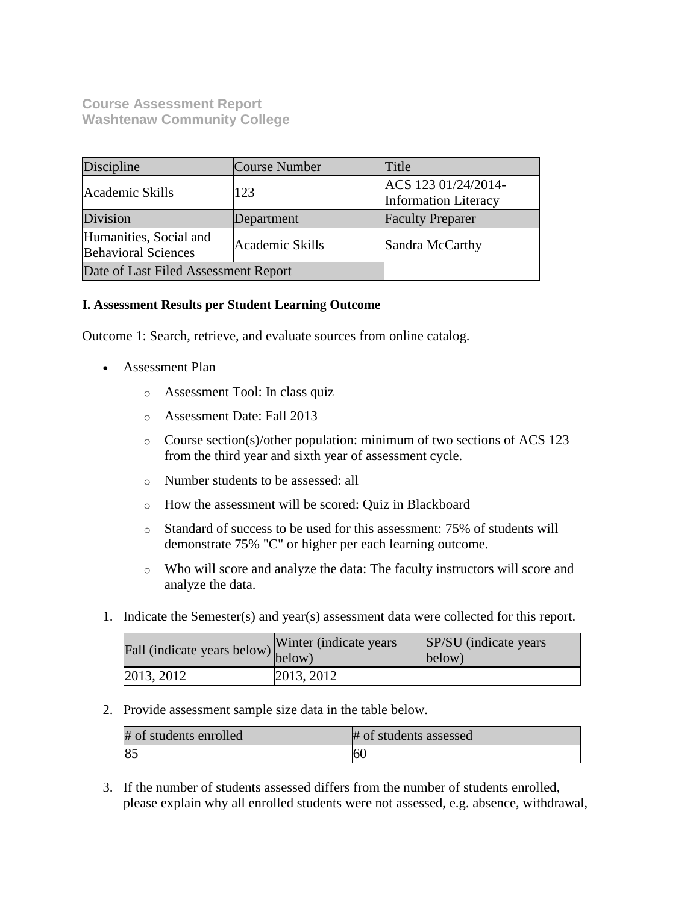**Course Assessment Report**
**Washtenaw Community College**

| Discipline | Course Number | Title |
|---|---|---|
| Academic Skills | 123 | ACS 123 01/24/2014-Information Literacy |
| Division | Department | Faculty Preparer |
| Humanities, Social and Behavioral Sciences | Academic Skills | Sandra McCarthy |
| Date of Last Filed Assessment Report | | |

**I. Assessment Results per Student Learning Outcome**

Outcome 1: Search, retrieve, and evaluate sources from online catalog.

- Assessment Plan
    - Assessment Tool: In class quiz
    - Assessment Date: Fall 2013
    - Course section(s)/other population: minimum of two sections of ACS 123 from the third year and sixth year of assessment cycle.
    - Number students to be assessed: all
    - How the assessment will be scored: Quiz in Blackboard
    - Standard of success to be used for this assessment: 75% of students will demonstrate 75% "C" or higher per each learning outcome.
    - Who will score and analyze the data: The faculty instructors will score and analyze the data.

1. Indicate the Semester(s) and year(s) assessment data were collected for this report.

| Fall (indicate years below) | Winter (indicate years below) | SP/SU (indicate years below) |
|---|---|---|
| 2013, 2012 | 2013, 2012 | |

2. Provide assessment sample size data in the table below.

| # of students enrolled | # of students assessed |
|---|---|
| 85 | 60 |

3. If the number of students assessed differs from the number of students enrolled, please explain why all enrolled students were not assessed, e.g. absence, withdrawal,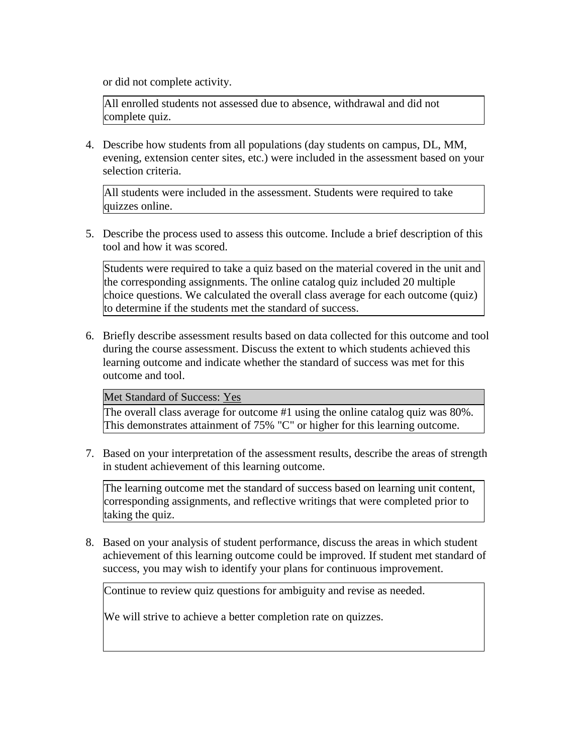or did not complete activity.

All enrolled students not assessed due to absence, withdrawal and did not complete quiz.

4. Describe how students from all populations (day students on campus, DL, MM, evening, extension center sites, etc.) were included in the assessment based on your selection criteria.

All students were included in the assessment. Students were required to take quizzes online.

5. Describe the process used to assess this outcome. Include a brief description of this tool and how it was scored.

Students were required to take a quiz based on the material covered in the unit and the corresponding assignments. The online catalog quiz included 20 multiple choice questions. We calculated the overall class average for each outcome (quiz) to determine if the students met the standard of success.

6. Briefly describe assessment results based on data collected for this outcome and tool during the course assessment. Discuss the extent to which students achieved this learning outcome and indicate whether the standard of success was met for this outcome and tool.

Met Standard of Success: Yes

The overall class average for outcome #1 using the online catalog quiz was 80%. This demonstrates attainment of 75% "C" or higher for this learning outcome.

7. Based on your interpretation of the assessment results, describe the areas of strength in student achievement of this learning outcome.

The learning outcome met the standard of success based on learning unit content, corresponding assignments, and reflective writings that were completed prior to taking the quiz.

8. Based on your analysis of student performance, discuss the areas in which student achievement of this learning outcome could be improved. If student met standard of success, you may wish to identify your plans for continuous improvement.

Continue to review quiz questions for ambiguity and revise as needed.

We will strive to achieve a better completion rate on quizzes.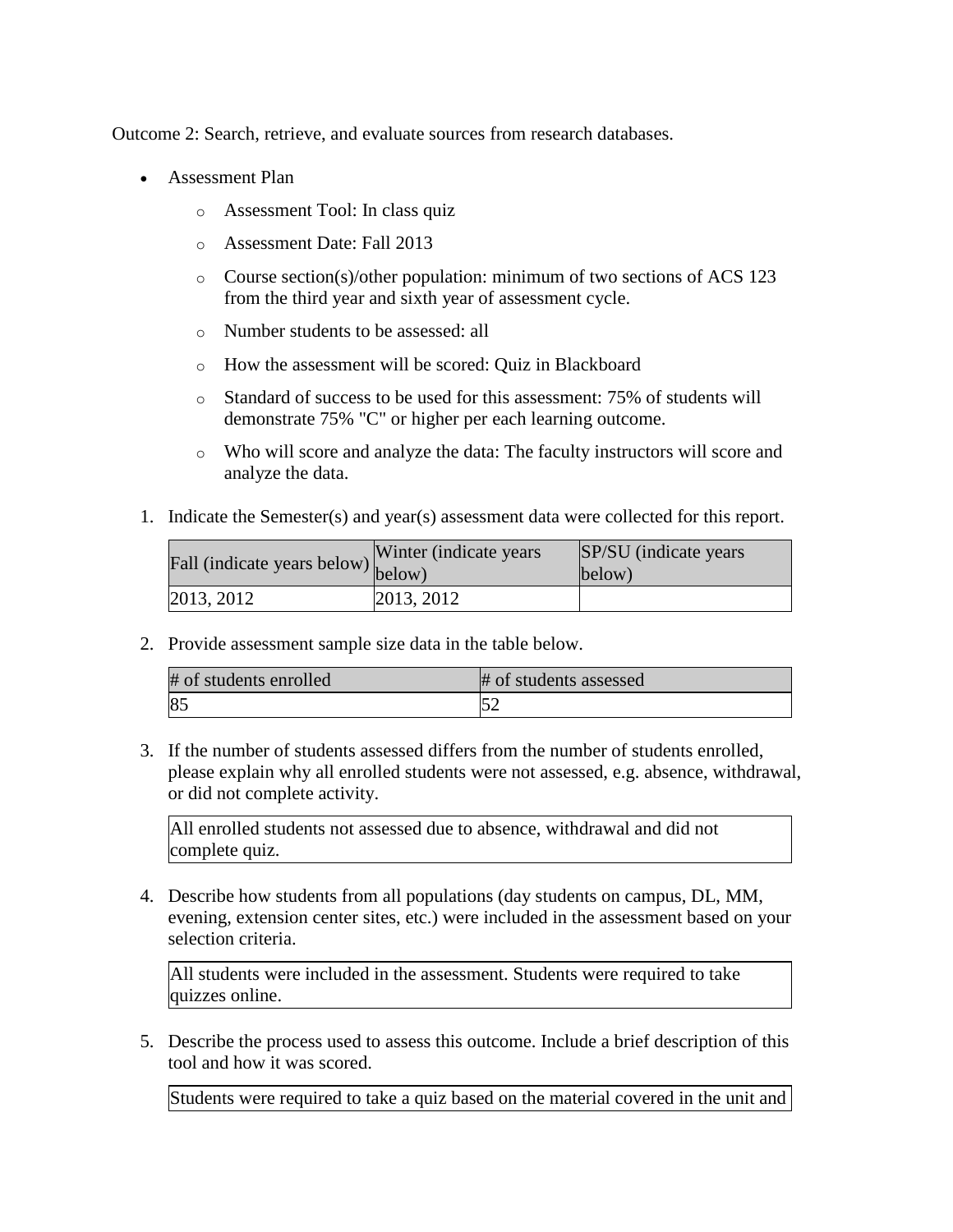Outcome 2: Search, retrieve, and evaluate sources from research databases.

- Assessment Plan
    - Assessment Tool: In class quiz
    - Assessment Date: Fall 2013
    - Course section(s)/other population: minimum of two sections of ACS 123 from the third year and sixth year of assessment cycle.
    - Number students to be assessed: all
    - How the assessment will be scored: Quiz in Blackboard
    - Standard of success to be used for this assessment: 75% of students will demonstrate 75% "C" or higher per each learning outcome.
    - Who will score and analyze the data: The faculty instructors will score and analyze the data.

1. Indicate the Semester(s) and year(s) assessment data were collected for this report.

| Fall (indicate years below) | Winter (indicate years below) | SP/SU (indicate years below) |
|---|---|---|
| 2013, 2012 | 2013, 2012 | |

2. Provide assessment sample size data in the table below.

| # of students enrolled | # of students assessed |
|---|---|
| 85 | 52 |

3. If the number of students assessed differs from the number of students enrolled, please explain why all enrolled students were not assessed, e.g. absence, withdrawal, or did not complete activity.

| All enrolled students not assessed due to absence, withdrawal and did not complete quiz. |
|---|

4. Describe how students from all populations (day students on campus, DL, MM, evening, extension center sites, etc.) were included in the assessment based on your selection criteria.

| All students were included in the assessment. Students were required to take quizzes online. |
|---|

5. Describe the process used to assess this outcome. Include a brief description of this tool and how it was scored.

| Students were required to take a quiz based on the material covered in the unit and |
|---|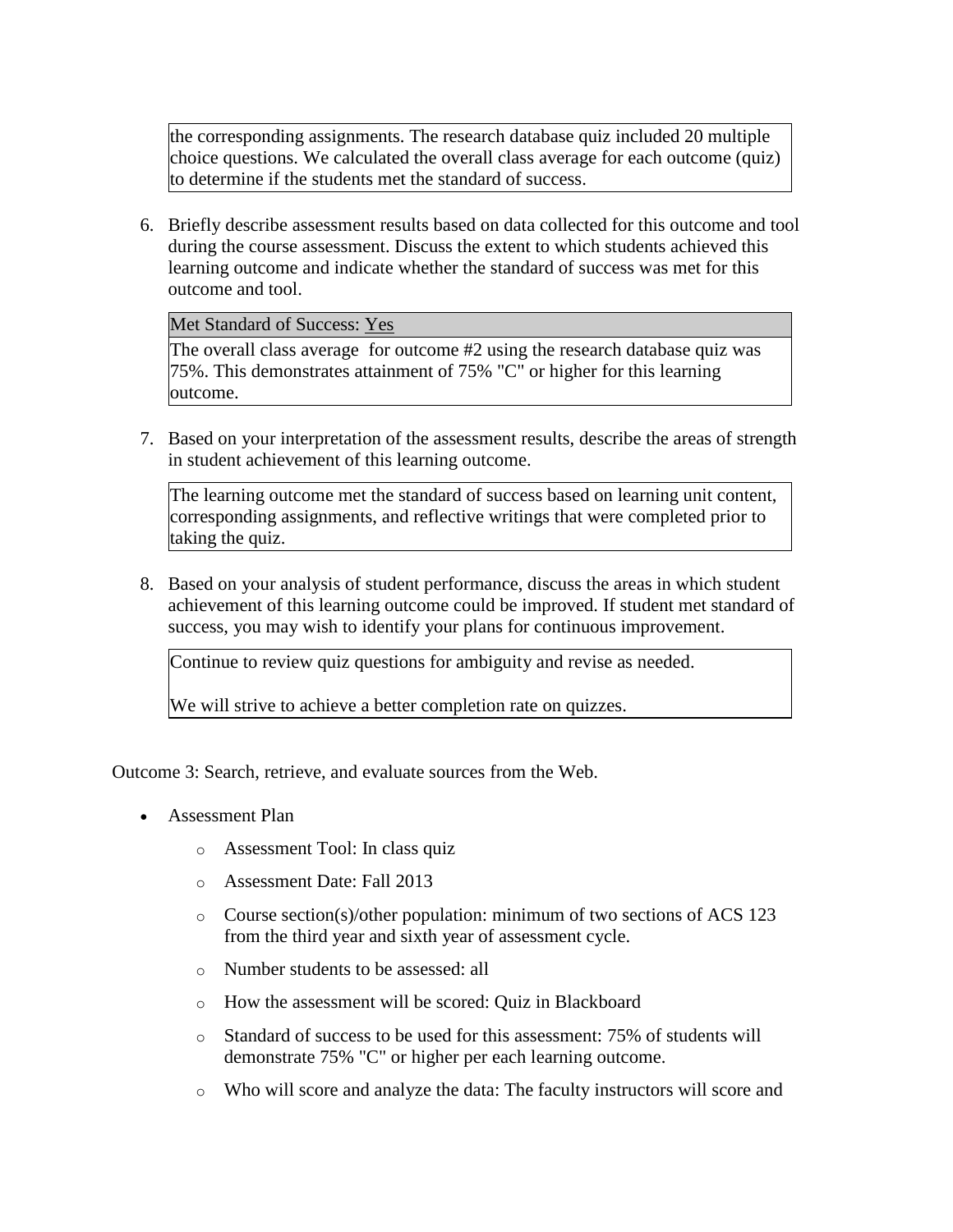the corresponding assignments. The research database quiz included 20 multiple choice questions. We calculated the overall class average for each outcome (quiz) to determine if the students met the standard of success.

6. Briefly describe assessment results based on data collected for this outcome and tool during the course assessment. Discuss the extent to which students achieved this learning outcome and indicate whether the standard of success was met for this outcome and tool.

   Met Standard of Success: Yes

   The overall class average for outcome #2 using the research database quiz was 75%. This demonstrates attainment of 75% "C" or higher for this learning outcome.

7. Based on your interpretation of the assessment results, describe the areas of strength in student achievement of this learning outcome.

   The learning outcome met the standard of success based on learning unit content, corresponding assignments, and reflective writings that were completed prior to taking the quiz.

8. Based on your analysis of student performance, discuss the areas in which student achievement of this learning outcome could be improved. If student met standard of success, you may wish to identify your plans for continuous improvement.

   Continue to review quiz questions for ambiguity and revise as needed.

   We will strive to achieve a better completion rate on quizzes.

Outcome 3: Search, retrieve, and evaluate sources from the Web.

- Assessment Plan
  - Assessment Tool: In class quiz
  - Assessment Date: Fall 2013
  - Course section(s)/other population: minimum of two sections of ACS 123 from the third year and sixth year of assessment cycle.
  - Number students to be assessed: all
  - How the assessment will be scored: Quiz in Blackboard
  - Standard of success to be used for this assessment: 75% of students will demonstrate 75% "C" or higher per each learning outcome.
  - Who will score and analyze the data: The faculty instructors will score and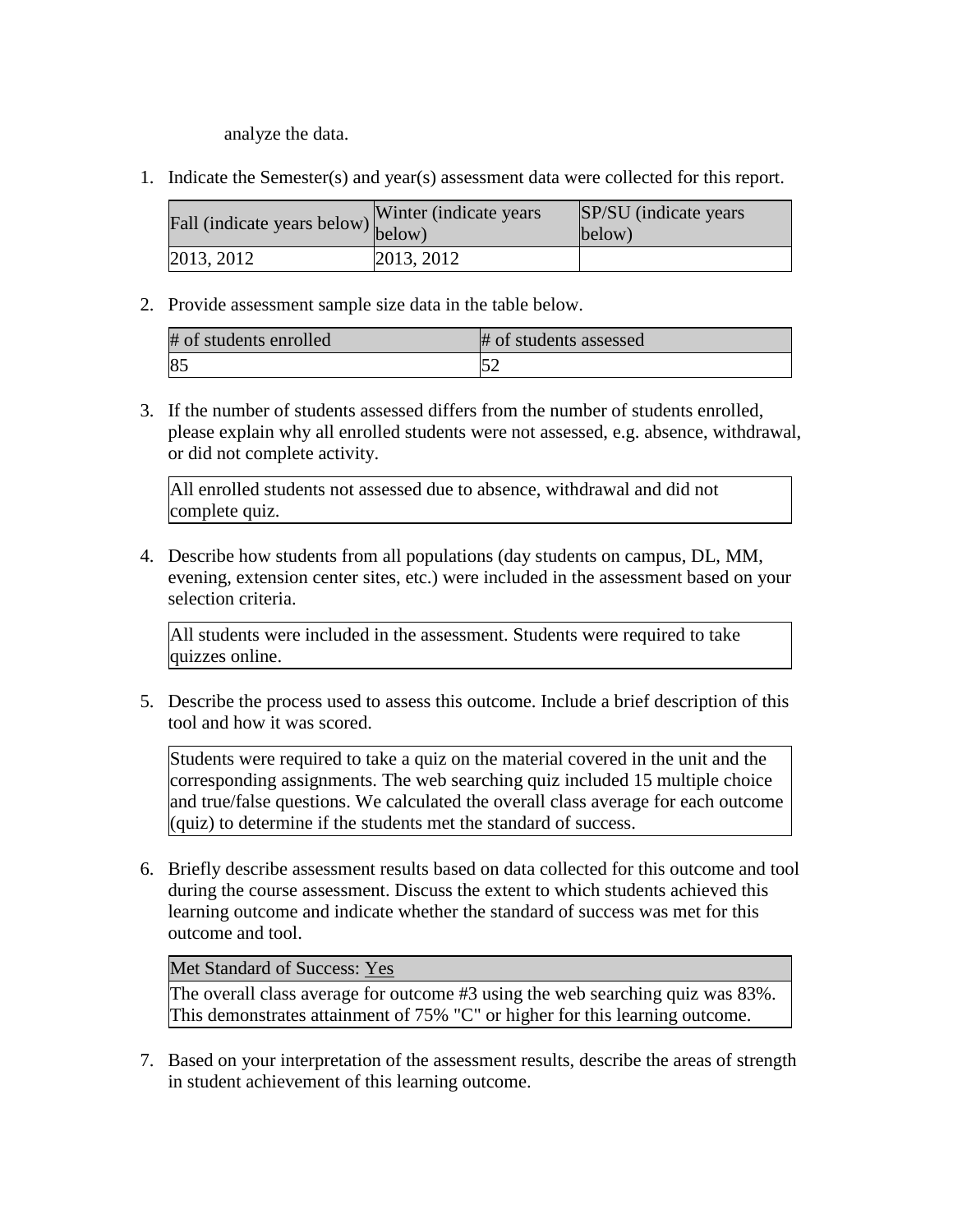analyze the data.

1. Indicate the Semester(s) and year(s) assessment data were collected for this report.

| Fall (indicate years below) | Winter (indicate years below) | SP/SU (indicate years below) |
|---|---|---|
| 2013, 2012 | 2013, 2012 | |

2. Provide assessment sample size data in the table below.

| # of students enrolled | # of students assessed |
|---|---|
| 85 | 52 |

3. If the number of students assessed differs from the number of students enrolled, please explain why all enrolled students were not assessed, e.g. absence, withdrawal, or did not complete activity.

| All enrolled students not assessed due to absence, withdrawal and did not complete quiz. |
|---|

4. Describe how students from all populations (day students on campus, DL, MM, evening, extension center sites, etc.) were included in the assessment based on your selection criteria.

| All students were included in the assessment. Students were required to take quizzes online. |
|---|

5. Describe the process used to assess this outcome. Include a brief description of this tool and how it was scored.

| Students were required to take a quiz on the material covered in the unit and the corresponding assignments. The web searching quiz included 15 multiple choice and true/false questions. We calculated the overall class average for each outcome (quiz) to determine if the students met the standard of success. |
|---|

6. Briefly describe assessment results based on data collected for this outcome and tool during the course assessment. Discuss the extent to which students achieved this learning outcome and indicate whether the standard of success was met for this outcome and tool.

| Met Standard of Success: Yes |
|---|
| The overall class average for outcome #3 using the web searching quiz was 83%. This demonstrates attainment of 75% "C" or higher for this learning outcome. |

7. Based on your interpretation of the assessment results, describe the areas of strength in student achievement of this learning outcome.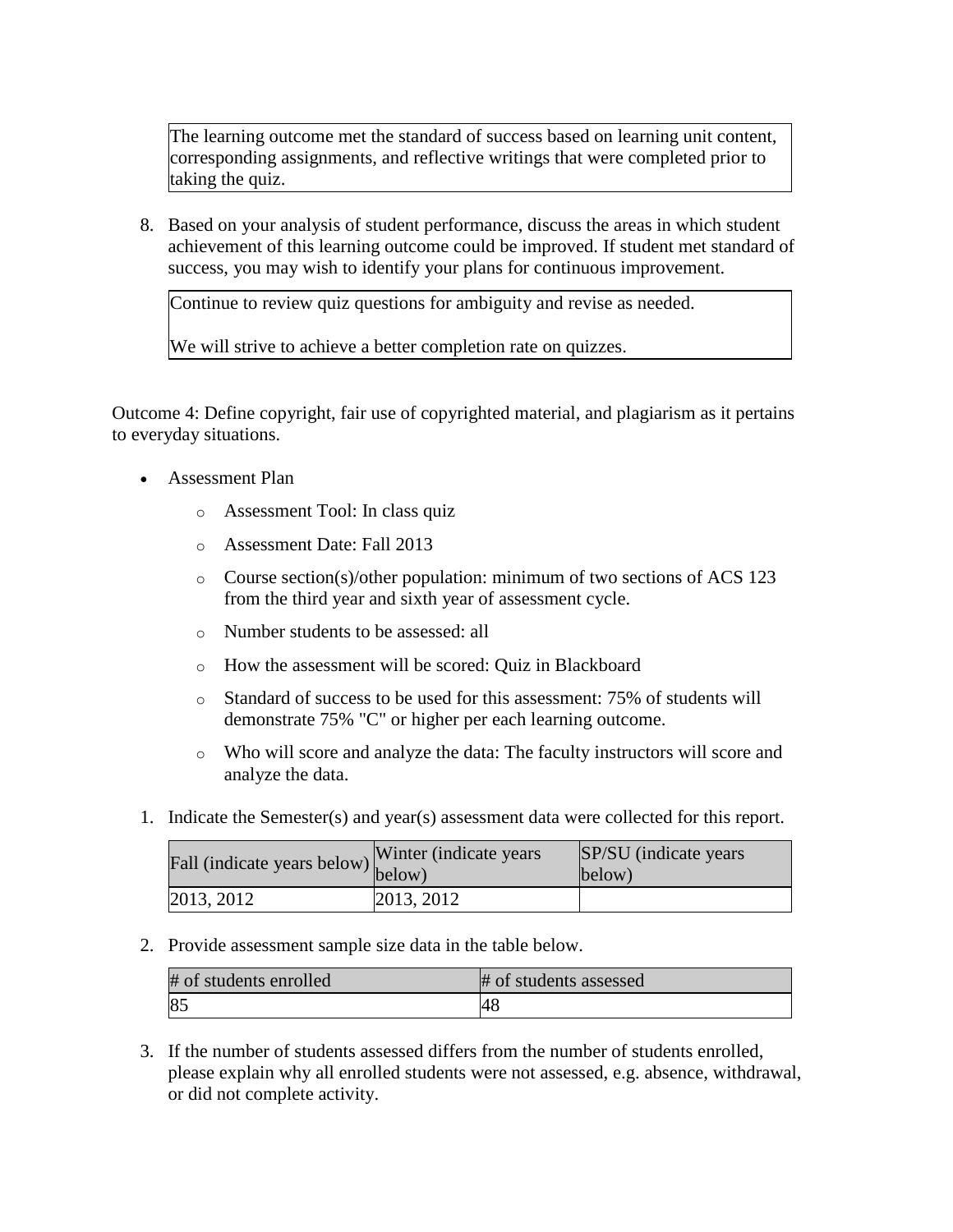The learning outcome met the standard of success based on learning unit content, corresponding assignments, and reflective writings that were completed prior to taking the quiz.

8. Based on your analysis of student performance, discuss the areas in which student achievement of this learning outcome could be improved. If student met standard of success, you may wish to identify your plans for continuous improvement.

Continue to review quiz questions for ambiguity and revise as needed.

We will strive to achieve a better completion rate on quizzes.

Outcome 4: Define copyright, fair use of copyrighted material, and plagiarism as it pertains to everyday situations.

- Assessment Plan
  - Assessment Tool: In class quiz
  - Assessment Date: Fall 2013
  - Course section(s)/other population: minimum of two sections of ACS 123 from the third year and sixth year of assessment cycle.
  - Number students to be assessed: all
  - How the assessment will be scored: Quiz in Blackboard
  - Standard of success to be used for this assessment: 75% of students will demonstrate 75% "C" or higher per each learning outcome.
  - Who will score and analyze the data: The faculty instructors will score and analyze the data.

1. Indicate the Semester(s) and year(s) assessment data were collected for this report.

| Fall (indicate years below) | Winter (indicate years below) | SP/SU (indicate years below) |
| --- | --- | --- |
| 2013, 2012 | 2013, 2012 | |

2. Provide assessment sample size data in the table below.

| # of students enrolled | # of students assessed |
| --- | --- |
| 85 | 48 |

3. If the number of students assessed differs from the number of students enrolled, please explain why all enrolled students were not assessed, e.g. absence, withdrawal, or did not complete activity.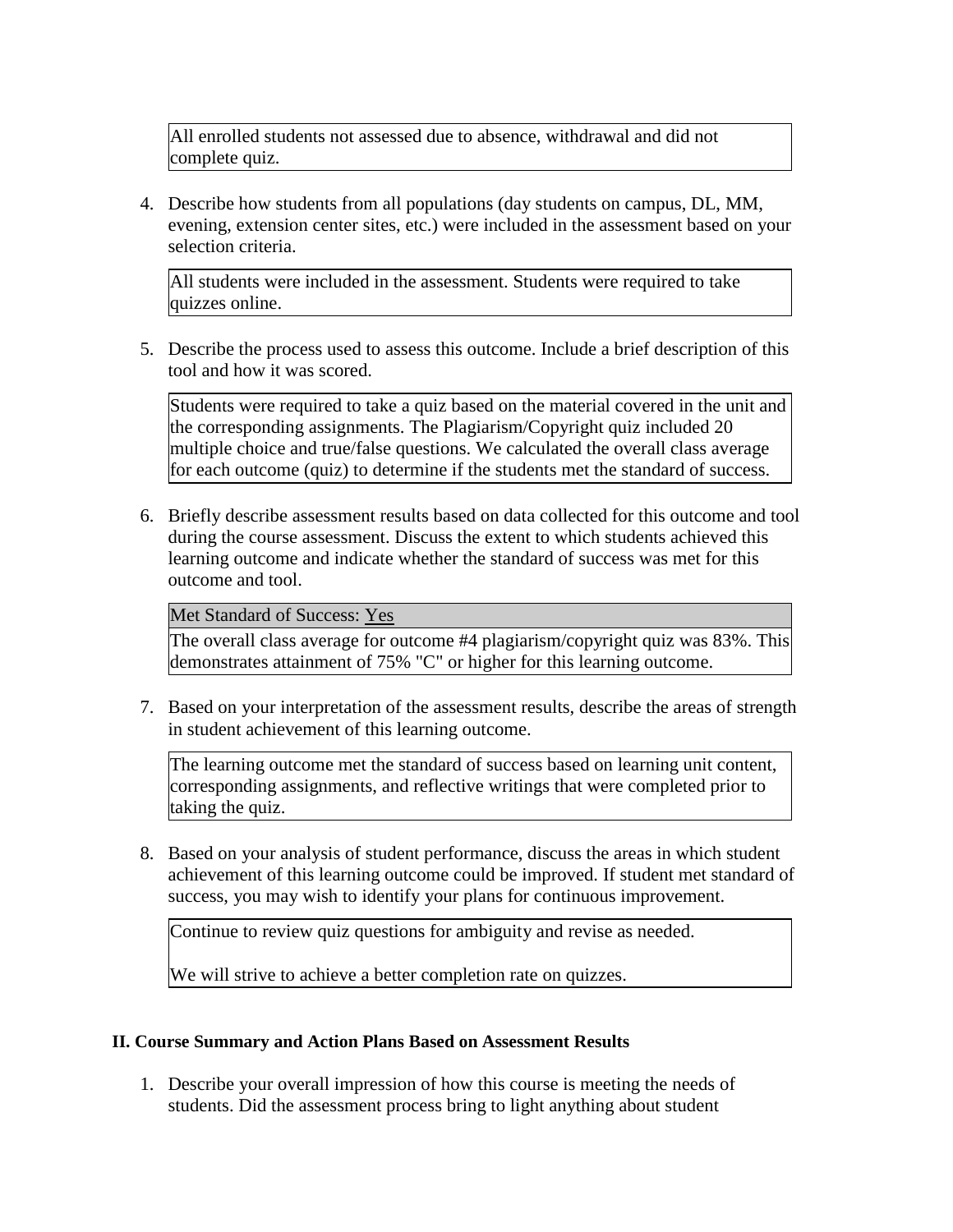All enrolled students not assessed due to absence, withdrawal and did not complete quiz.

4. Describe how students from all populations (day students on campus, DL, MM, evening, extension center sites, etc.) were included in the assessment based on your selection criteria.

All students were included in the assessment. Students were required to take quizzes online.

5. Describe the process used to assess this outcome. Include a brief description of this tool and how it was scored.

Students were required to take a quiz based on the material covered in the unit and the corresponding assignments. The Plagiarism/Copyright quiz included 20 multiple choice and true/false questions. We calculated the overall class average for each outcome (quiz) to determine if the students met the standard of success.

6. Briefly describe assessment results based on data collected for this outcome and tool during the course assessment. Discuss the extent to which students achieved this learning outcome and indicate whether the standard of success was met for this outcome and tool.

Met Standard of Success: Yes

The overall class average for outcome #4 plagiarism/copyright quiz was 83%. This demonstrates attainment of 75% "C" or higher for this learning outcome.

7. Based on your interpretation of the assessment results, describe the areas of strength in student achievement of this learning outcome.

The learning outcome met the standard of success based on learning unit content, corresponding assignments, and reflective writings that were completed prior to taking the quiz.

8. Based on your analysis of student performance, discuss the areas in which student achievement of this learning outcome could be improved. If student met standard of success, you may wish to identify your plans for continuous improvement.

Continue to review quiz questions for ambiguity and revise as needed.

We will strive to achieve a better completion rate on quizzes.

**II. Course Summary and Action Plans Based on Assessment Results**

1. Describe your overall impression of how this course is meeting the needs of students. Did the assessment process bring to light anything about student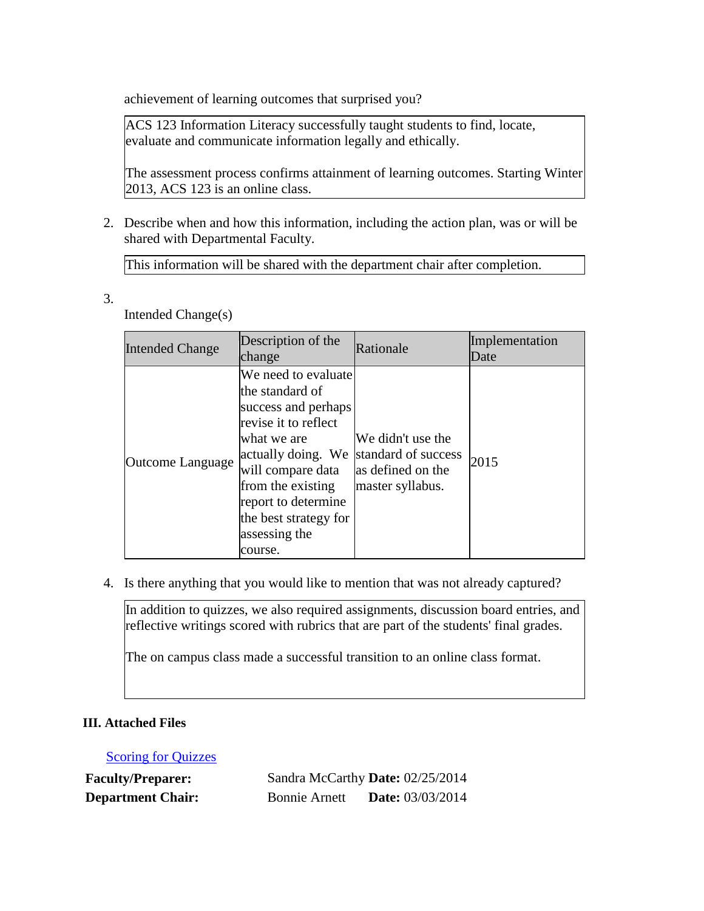achievement of learning outcomes that surprised you?

ACS 123 Information Literacy successfully taught students to find, locate, evaluate and communicate information legally and ethically.

The assessment process confirms attainment of learning outcomes. Starting Winter 2013, ACS 123 is an online class.

2. Describe when and how this information, including the action plan, was or will be shared with Departmental Faculty.

This information will be shared with the department chair after completion.

3.

Intended Change(s)

| Intended Change | Description of the change | Rationale | Implementation Date |
|---|---|---|---|
| Outcome Language | We need to evaluate the standard of success and perhaps revise it to reflect what we are actually doing. We will compare data from the existing report to determine the best strategy for assessing the course. | We didn't use the standard of success as defined on the master syllabus. | 2015 |

4. Is there anything that you would like to mention that was not already captured?

In addition to quizzes, we also required assignments, discussion board entries, and reflective writings scored with rubrics that are part of the students' final grades.

The on campus class made a successful transition to an online class format.

### III. Attached Files

Scoring for Quizzes

**Faculty/Preparer:** Sandra McCarthy **Date:** 02/25/2014

**Department Chair:** Bonnie Arnett **Date:** 03/03/2014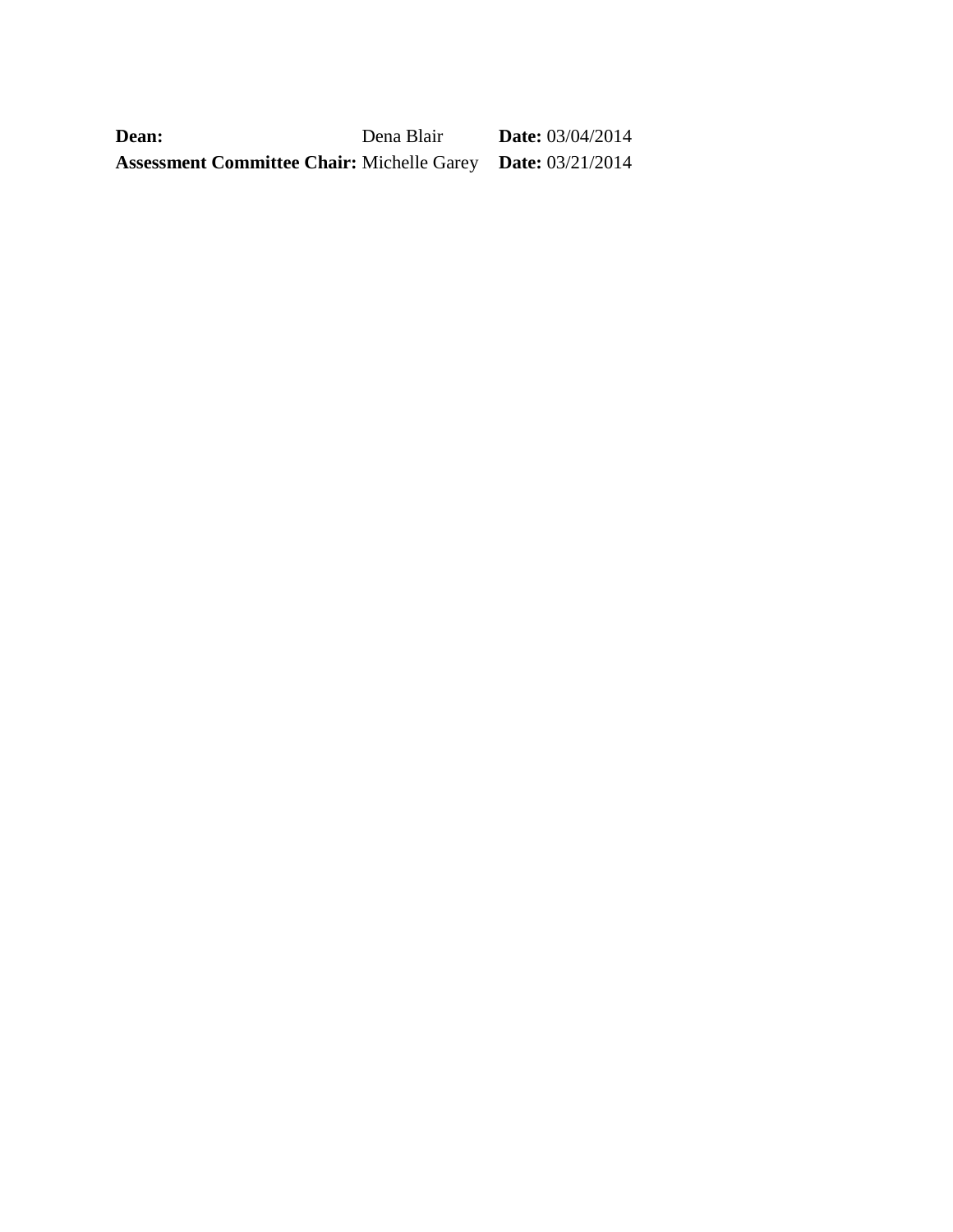| | | |
|---|---|---|
| **Dean:** | Dena Blair | **Date:** 03/04/2014 |
| **Assessment Committee Chair:** | Michelle Garey | **Date:** 03/21/2014 |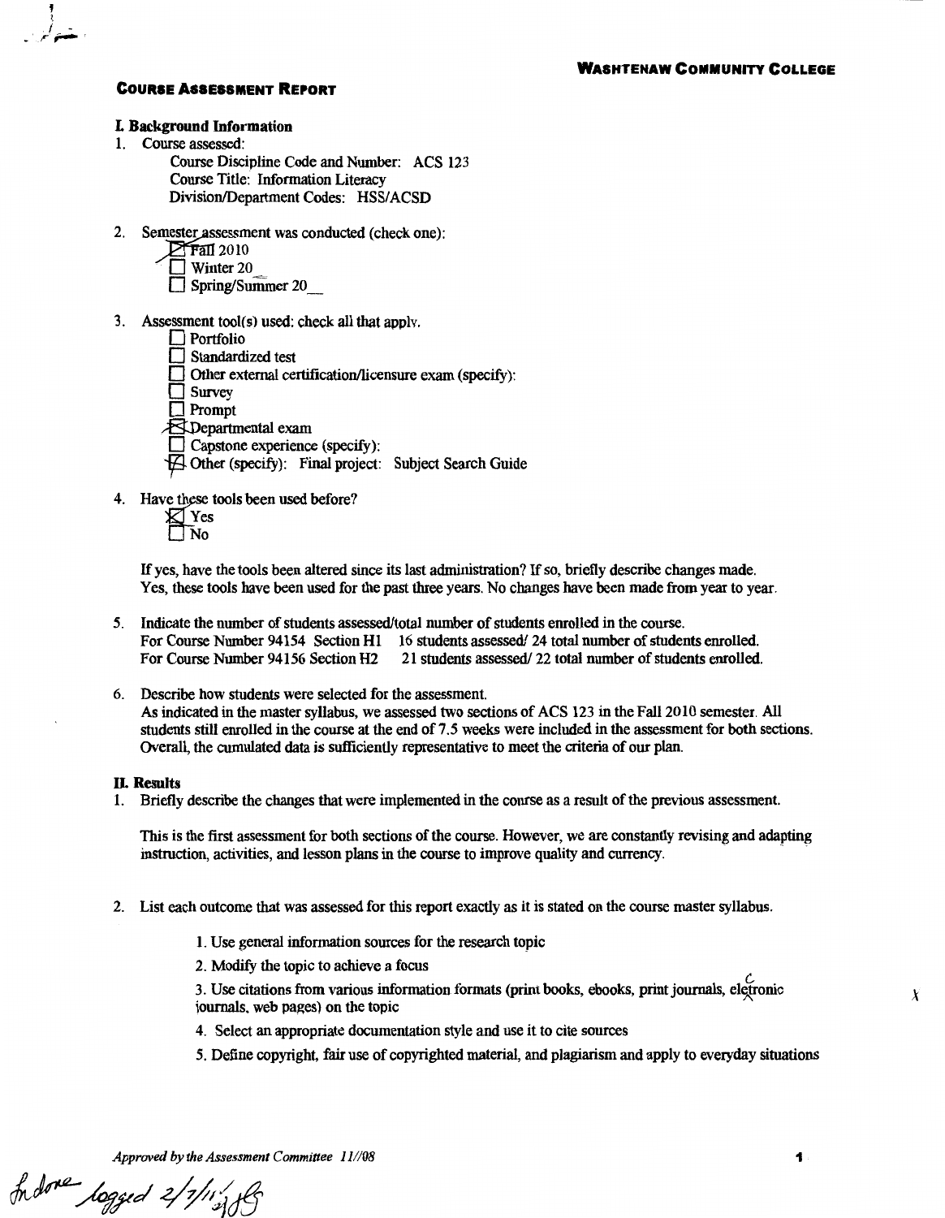**Washtenaw Community College**

**Course Assessment Report**

**I. Background Information**

1. Course assessed:
   - Course Discipline Code and Number: ACS 123
   - Course Title: Information Literacy
   - Division/Department Codes: HSS/ACSD

2. Semester assessment was conducted (check one):
   - ☒ Fall 2010
   - ☐ Winter 20__
   - ☐ Spring/Summer 20__

3. Assessment tool(s) used: check all that apply.
   - ☐ Portfolio
   - ☐ Standardized test
   - ☐ Other external certification/licensure exam (specify):
   - ☐ Survey
   - ☐ Prompt
   - ☒ Departmental exam
   - ☐ Capstone experience (specify):
   - ☒ Other (specify): Final project: Subject Search Guide

4. Have these tools been used before?
   - ☒ Yes
   - ☐ No

   If yes, have the tools been altered since its last administration? If so, briefly describe changes made.
   Yes, these tools have been used for the past three years. No changes have been made from year to year.

5. Indicate the number of students assessed/total number of students enrolled in the course.
   - For Course Number 94154 Section H1 16 students assessed/ 24 total number of students enrolled.
   - For Course Number 94156 Section H2 21 students assessed/ 22 total number of students enrolled.

6. Describe how students were selected for the assessment.
   As indicated in the master syllabus, we assessed two sections of ACS 123 in the Fall 2010 semester. All students still enrolled in the course at the end of 7.5 weeks were included in the assessment for both sections. Overall, the cumulated data is sufficiently representative to meet the criteria of our plan.

**II. Results**

1. Briefly describe the changes that were implemented in the course as a result of the previous assessment.

   This is the first assessment for both sections of the course. However, we are constantly revising and adapting instruction, activities, and lesson plans in the course to improve quality and currency.

2. List each outcome that was assessed for this report exactly as it is stated on the course master syllabus.

   1. Use general information sources for the research topic
   2. Modify the topic to achieve a focus
   3. Use citations from various information formats (print books, ebooks, print journals, electronic journals, web pages) on the topic
   4. Select an appropriate documentation style and use it to cite sources
   5. Define copyright, fair use of copyrighted material, and plagiarism and apply to everyday situations

*Approved by the Assessment Committee 11//08*

In done logged 2/7/11 JB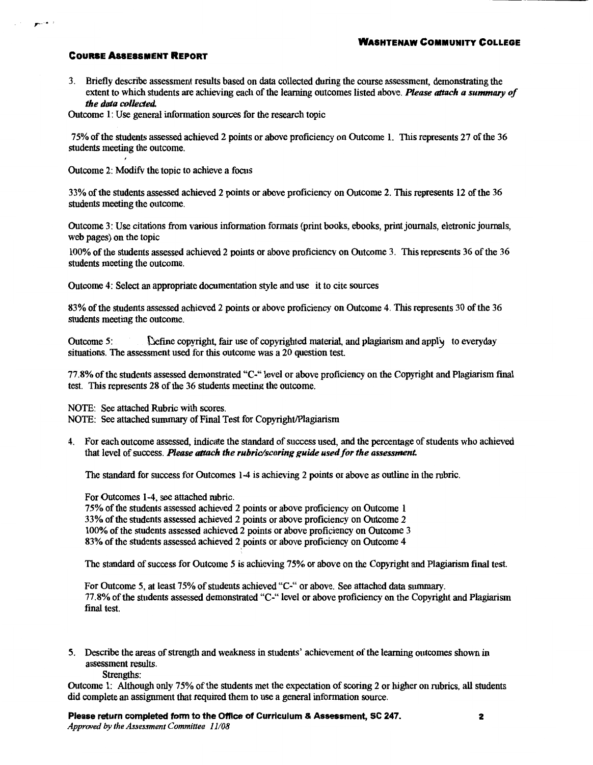**WASHTENAW COMMUNITY COLLEGE**

**COURSE ASSESSMENT REPORT**

3. Briefly describe assessment results based on data collected during the course assessment, demonstrating the extent to which students are achieving each of the learning outcomes listed above. ***Please attach a summary of the data collected.***

Outcome 1: Use general information sources for the research topic

75% of the students assessed achieved 2 points or above proficiency on Outcome 1. This represents 27 of the 36 students meeting the outcome.

Outcome 2: Modify the topic to achieve a focus

33% of the students assessed achieved 2 points or above proficiency on Outcome 2. This represents 12 of the 36 students meeting the outcome.

Outcome 3: Use citations from various information formats (print books, ebooks, print journals, eletronic journals, web pages) on the topic

100% of the students assessed achieved 2 points or above proficiency on Outcome 3. This represents 36 of the 36 students meeting the outcome.

Outcome 4: Select an appropriate documentation style and use it to cite sources

83% of the students assessed achieved 2 points or above proficiency on Outcome 4. This represents 30 of the 36 students meeting the outcome.

Outcome 5: Define copyright, fair use of copyrighted material, and plagiarism and apply to everyday situations. The assessment used for this outcome was a 20 question test.

77.8% of the students assessed demonstrated "C-" level or above proficiency on the Copyright and Plagiarism final test. This represents 28 of the 36 students meeting the outcome.

NOTE: See attached Rubric with scores.
NOTE: See attached summary of Final Test for Copyright/Plagiarism

4. For each outcome assessed, indicate the standard of success used, and the percentage of students who achieved that level of success. ***Please attach the rubric/scoring guide used for the assessment.***

   The standard for success for Outcomes 1-4 is achieving 2 points or above as outline in the rubric.

   For Outcomes 1-4, see attached rubric.
   75% of the students assessed achieved 2 points or above proficiency on Outcome 1
   33% of the students assessed achieved 2 points or above proficiency on Outcome 2
   100% of the students assessed achieved 2 points or above proficiency on Outcome 3
   83% of the students assessed achieved 2 points or above proficiency on Outcome 4

   The standard of success for Outcome 5 is achieving 75% or above on the Copyright and Plagiarism final test.

   For Outcome 5, at least 75% of students achieved "C-" or above. See attached data summary.
   77.8% of the students assessed demonstrated "C-" level or above proficiency on the Copyright and Plagiarism final test.

5. Describe the areas of strength and weakness in students' achievement of the learning outcomes shown in assessment results.

   Strengths:

Outcome 1: Although only 75% of the students met the expectation of scoring 2 or higher on rubrics, all students did complete an assignment that required them to use a general information source.

**Please return completed form to the Office of Curriculum & Assessment, SC 247.**
*Approved by the Assessment Committee 11/08*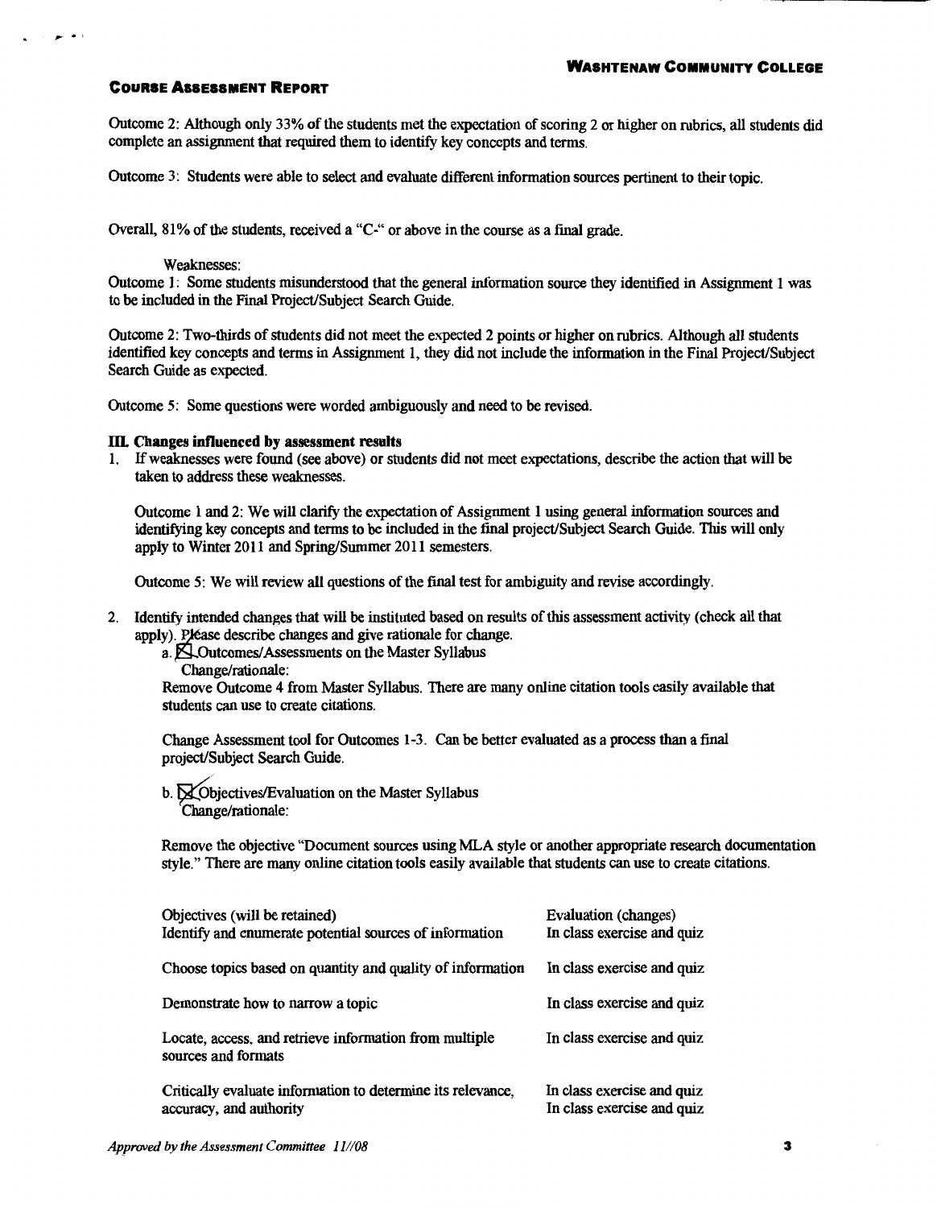**COURSE ASSESSMENT REPORT**

Outcome 2: Although only 33% of the students met the expectation of scoring 2 or higher on rubrics, all students did complete an assignment that required them to identify key concepts and terms.

Outcome 3: Students were able to select and evaluate different information sources pertinent to their topic.

Overall, 81% of the students, received a "C-" or above in the course as a final grade.

Weaknesses:

Outcome 1: Some students misunderstood that the general information source they identified in Assignment 1 was to be included in the Final Project/Subject Search Guide.

Outcome 2: Two-thirds of students did not meet the expected 2 points or higher on rubrics. Although all students identified key concepts and terms in Assignment 1, they did not include the information in the Final Project/Subject Search Guide as expected.

Outcome 5: Some questions were worded ambiguously and need to be revised.

### III. Changes influenced by assessment results

1. If weaknesses were found (see above) or students did not meet expectations, describe the action that will be taken to address these weaknesses.

   Outcome 1 and 2: We will clarify the expectation of Assignment 1 using general information sources and identifying key concepts and terms to be included in the final project/Subject Search Guide. This will only apply to Winter 2011 and Spring/Summer 2011 semesters.

   Outcome 5: We will review all questions of the final test for ambiguity and revise accordingly.

2. Identify intended changes that will be instituted based on results of this assessment activity (check all that apply). Please describe changes and give rationale for change.

   a. ☒ Outcomes/Assessments on the Master Syllabus
   Change/rationale:
   Remove Outcome 4 from Master Syllabus. There are many online citation tools easily available that students can use to create citations.

   Change Assessment tool for Outcomes 1-3. Can be better evaluated as a process than a final project/Subject Search Guide.

   b. ☒ Objectives/Evaluation on the Master Syllabus
   Change/rationale:

   Remove the objective "Document sources using MLA style or another appropriate research documentation style." There are many online citation tools easily available that students can use to create citations.

| Objectives (will be retained) | Evaluation (changes) |
|---|---|
| Identify and enumerate potential sources of information | In class exercise and quiz |
| Choose topics based on quantity and quality of information | In class exercise and quiz |
| Demonstrate how to narrow a topic | In class exercise and quiz |
| Locate, access, and retrieve information from multiple sources and formats | In class exercise and quiz |
| Critically evaluate information to determine its relevance, accuracy, and authority | In class exercise and quiz<br>In class exercise and quiz |

*Approved by the Assessment Committee 11//08*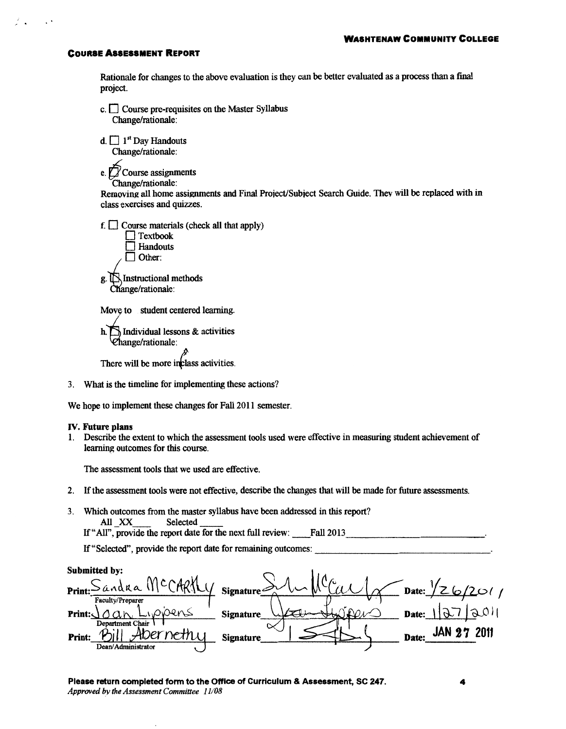**WASHTENAW COMMUNITY COLLEGE**

**COURSE ASSESSMENT REPORT**

Rationale for changes to the above evaluation is they can be better evaluated as a process than a final project.

c. ☐ Course pre-requisites on the Master Syllabus
Change/rationale:

d. ☐ 1st Day Handouts
Change/rationale:

e. ☒ Course assignments
Change/rationale:
Removing all home assignments and Final Project/Subject Search Guide. They will be replaced with in class exercises and quizzes.

f. ☐ Course materials (check all that apply)
☐ Textbook
☐ Handouts
☐ Other:

g. ☒ Instructional methods
Change/rationale:

Move to student centered learning.

h. ☒ Individual lessons & activities
Change/rationale:

There will be more inclass activities.

3. What is the timeline for implementing these actions?

We hope to implement these changes for Fall 2011 semester.

**IV. Future plans**

1. Describe the extent to which the assessment tools used were effective in measuring student achievement of learning outcomes for this course.

   The assessment tools that we used are effective.

2. If the assessment tools were not effective, describe the changes that will be made for future assessments.

3. Which outcomes from the master syllabus have been addressed in this report?
   All _XX___ Selected _____
   If "All", provide the report date for the next full review: ___Fall 2013___
   If "Selected", provide the report date for remaining outcomes: ________

**Submitted by:**

Print: Sandra McCarthy (Faculty/Preparer) Signature: [signature] Date: 1/26/2011

Print: Joan Lippens (Department Chair) Signature: [signature] Date: 1/27/2011

Print: Bill Abernethy (Dean/Administrator) Signature: [signature] Date: JAN 27 2011

**Please return completed form to the Office of Curriculum & Assessment, SC 247.**
*Approved by the Assessment Committee 11/08*